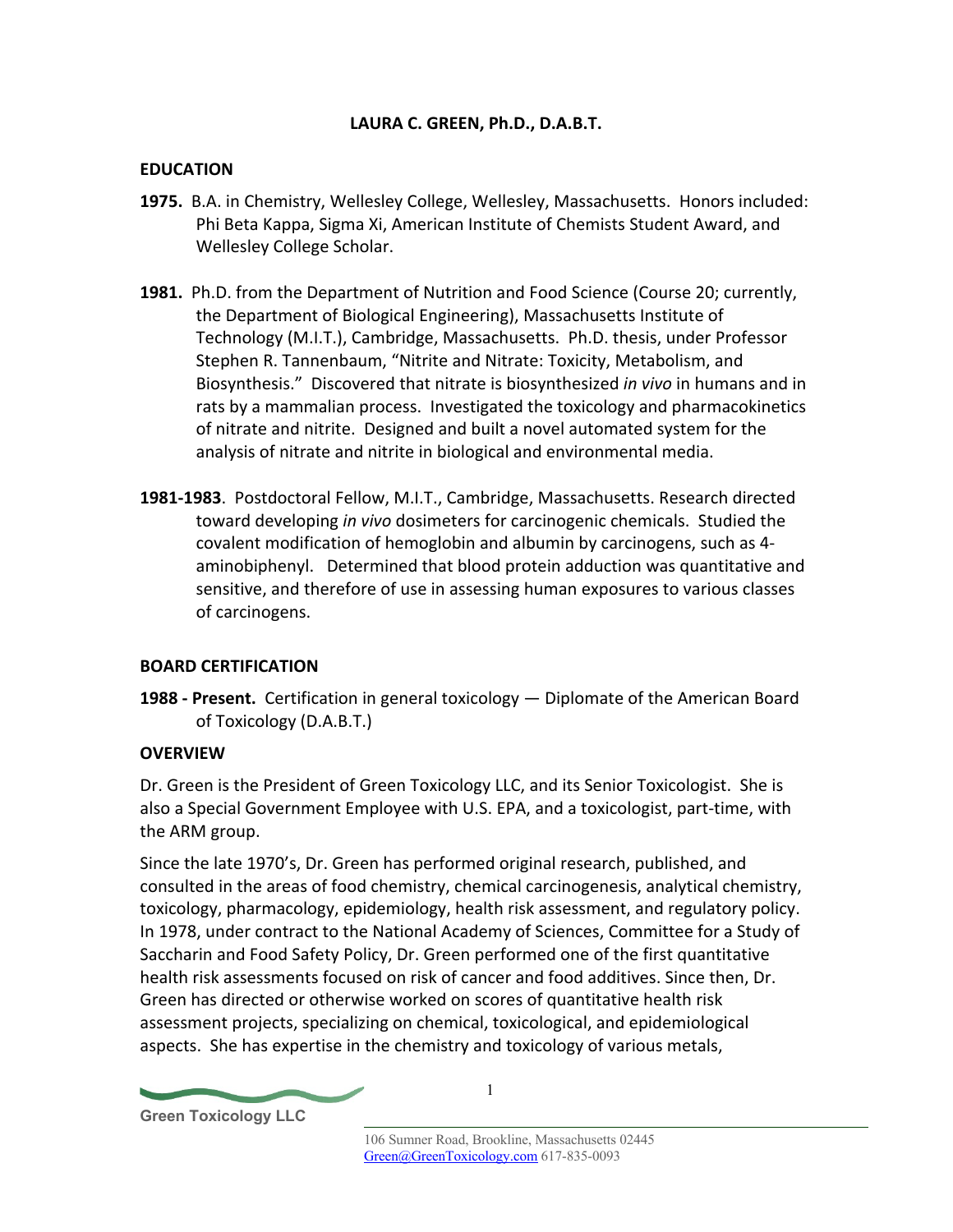# LAURA C. GREEN, Ph.D., D.A.B.T.

## EDUCATION

**1975.** B.A. in Chemistry, Wellesley College, Wellesley, Massachusetts. Honors included: Phi Beta Kappa, Sigma Xi, American Institute of Chemists Student Award, and Wellesley College Scholar.

**1981.** Ph.D. from the Department of Nutrition and Food Science (Course 20; currently, the Department of Biological Engineering), Massachusetts Institute of Technology (M.I.T.), Cambridge, Massachusetts. Ph.D. thesis, under Professor Stephen R. Tannenbaum, "Nitrite and Nitrate: Toxicity, Metabolism, and Biosynthesis." Discovered that nitrate is biosynthesized *in vivo* in humans and in rats by a mammalian process. Investigated the toxicology and pharmacokinetics of nitrate and nitrite. Designed and built a novel automated system for the analysis of nitrate and nitrite in biological and environmental media.

**1981-1983**. Postdoctoral Fellow, M.I.T., Cambridge, Massachusetts. Research directed toward developing *in vivo* dosimeters for carcinogenic chemicals. Studied the covalent modification of hemoglobin and albumin by carcinogens, such as 4-aminobiphenyl. Determined that blood protein adduction was quantitative and sensitive, and therefore of use in assessing human exposures to various classes of carcinogens.

## BOARD CERTIFICATION

**1988 - Present.** Certification in general toxicology — Diplomate of the American Board of Toxicology (D.A.B.T.)

## OVERVIEW

Dr. Green is the President of Green Toxicology LLC, and its Senior Toxicologist. She is also a Special Government Employee with U.S. EPA, and a toxicologist, part-time, with the ARM group.

Since the late 1970's, Dr. Green has performed original research, published, and consulted in the areas of food chemistry, chemical carcinogenesis, analytical chemistry, toxicology, pharmacology, epidemiology, health risk assessment, and regulatory policy. In 1978, under contract to the National Academy of Sciences, Committee for a Study of Saccharin and Food Safety Policy, Dr. Green performed one of the first quantitative health risk assessments focused on risk of cancer and food additives. Since then, Dr. Green has directed or otherwise worked on scores of quantitative health risk assessment projects, specializing on chemical, toxicological, and epidemiological aspects. She has expertise in the chemistry and toxicology of various metals,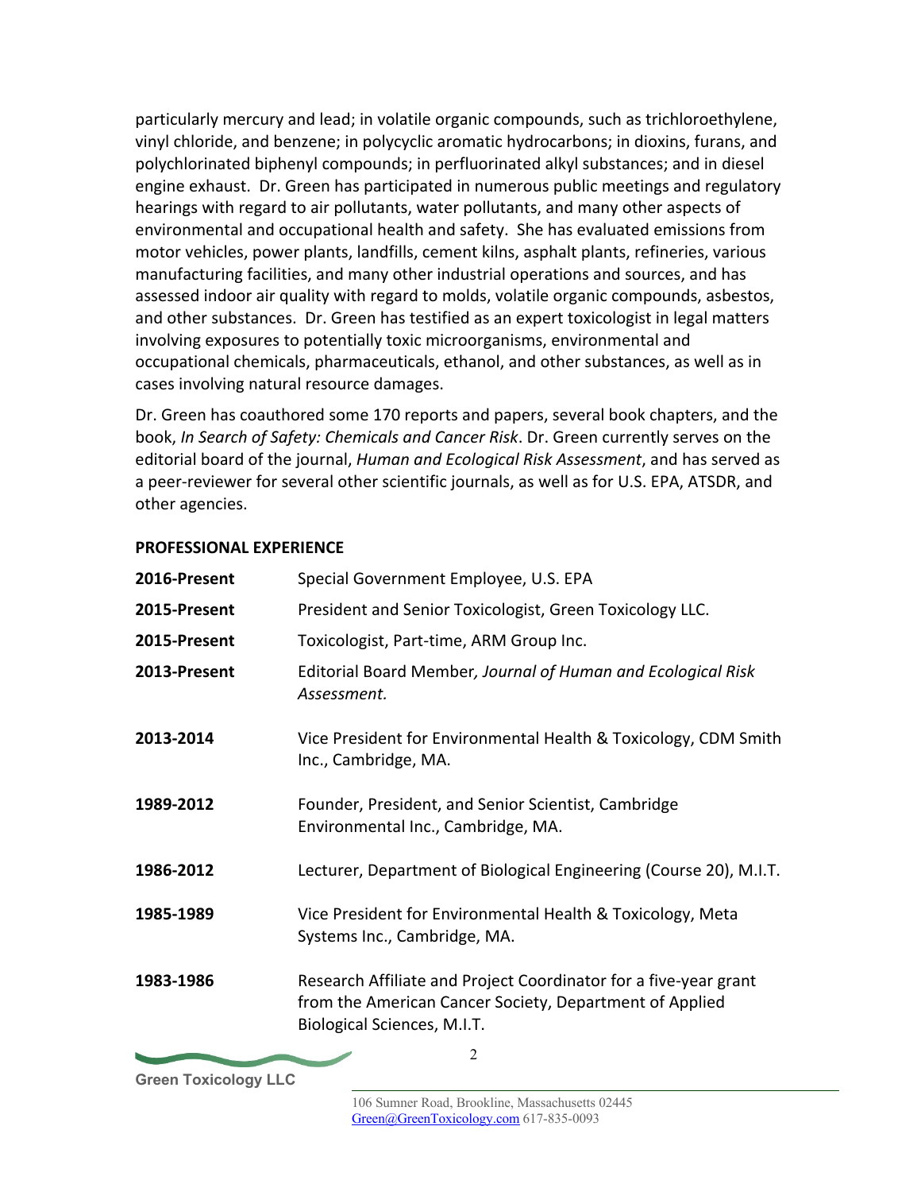particularly mercury and lead; in volatile organic compounds, such as trichloroethylene, vinyl chloride, and benzene; in polycyclic aromatic hydrocarbons; in dioxins, furans, and polychlorinated biphenyl compounds; in perfluorinated alkyl substances; and in diesel engine exhaust. Dr. Green has participated in numerous public meetings and regulatory hearings with regard to air pollutants, water pollutants, and many other aspects of environmental and occupational health and safety. She has evaluated emissions from motor vehicles, power plants, landfills, cement kilns, asphalt plants, refineries, various manufacturing facilities, and many other industrial operations and sources, and has assessed indoor air quality with regard to molds, volatile organic compounds, asbestos, and other substances. Dr. Green has testified as an expert toxicologist in legal matters involving exposures to potentially toxic microorganisms, environmental and occupational chemicals, pharmaceuticals, ethanol, and other substances, as well as in cases involving natural resource damages.

Dr. Green has coauthored some 170 reports and papers, several book chapters, and the book, *In Search of Safety: Chemicals and Cancer Risk*. Dr. Green currently serves on the editorial board of the journal, *Human and Ecological Risk Assessment*, and has served as a peer-reviewer for several other scientific journals, as well as for U.S. EPA, ATSDR, and other agencies.

## PROFESSIONAL EXPERIENCE

| | |
|---|---|
| **2016-Present** | Special Government Employee, U.S. EPA |
| **2015-Present** | President and Senior Toxicologist, Green Toxicology LLC. |
| **2015-Present** | Toxicologist, Part-time, ARM Group Inc. |
| **2013-Present** | Editorial Board Member*, Journal of Human and Ecological Risk Assessment.* |
| **2013-2014** | Vice President for Environmental Health & Toxicology, CDM Smith Inc., Cambridge, MA. |
| **1989-2012** | Founder, President, and Senior Scientist, Cambridge Environmental Inc., Cambridge, MA. |
| **1986-2012** | Lecturer, Department of Biological Engineering (Course 20), M.I.T. |
| **1985-1989** | Vice President for Environmental Health & Toxicology, Meta Systems Inc., Cambridge, MA. |
| **1983-1986** | Research Affiliate and Project Coordinator for a five-year grant from the American Cancer Society, Department of Applied Biological Sciences, M.I.T. |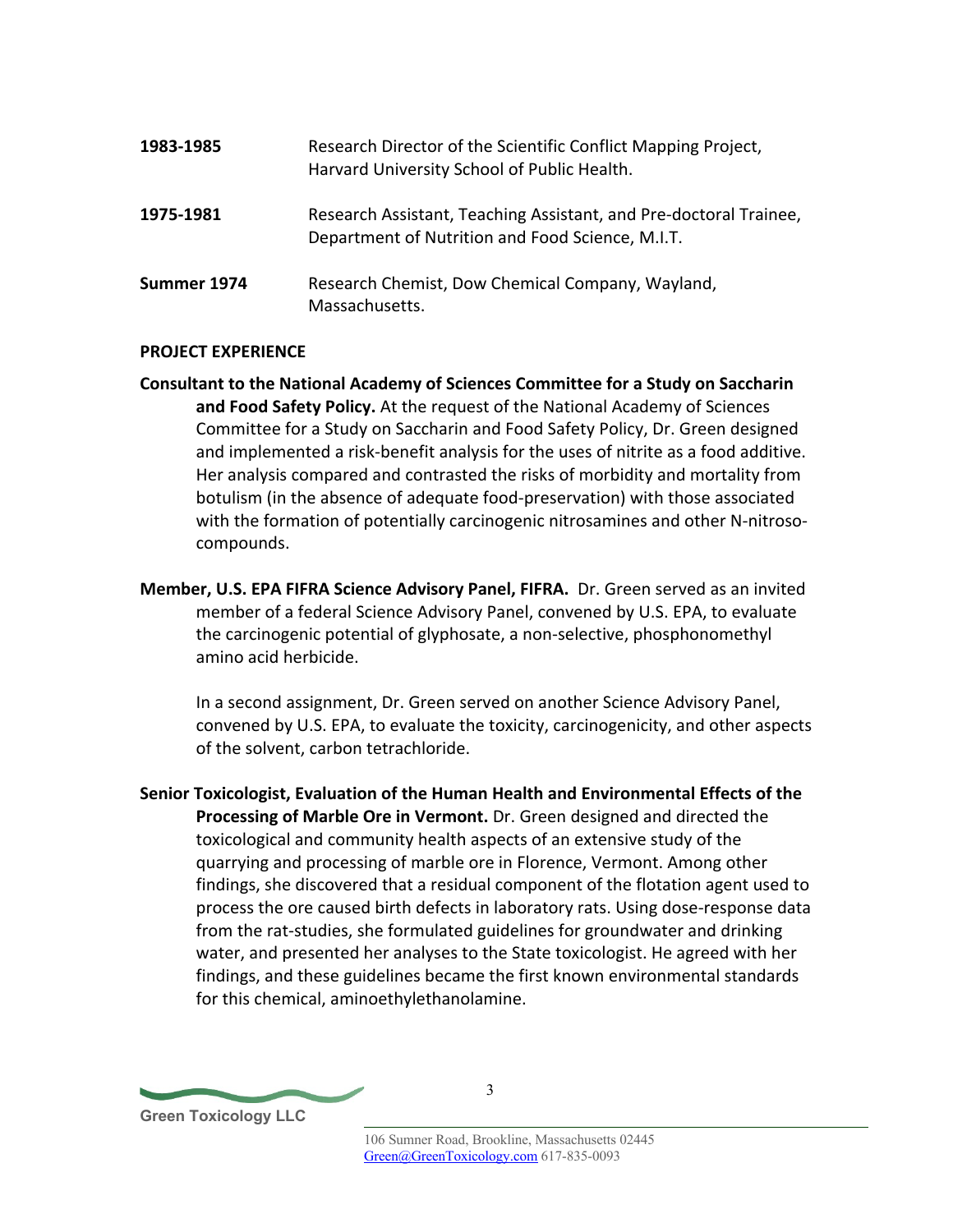**1983-1985** Research Director of the Scientific Conflict Mapping Project, Harvard University School of Public Health.

**1975-1981** Research Assistant, Teaching Assistant, and Pre-doctoral Trainee, Department of Nutrition and Food Science, M.I.T.

**Summer 1974** Research Chemist, Dow Chemical Company, Wayland, Massachusetts.

## PROJECT EXPERIENCE

**Consultant to the National Academy of Sciences Committee for a Study on Saccharin and Food Safety Policy.** At the request of the National Academy of Sciences Committee for a Study on Saccharin and Food Safety Policy, Dr. Green designed and implemented a risk-benefit analysis for the uses of nitrite as a food additive. Her analysis compared and contrasted the risks of morbidity and mortality from botulism (in the absence of adequate food-preservation) with those associated with the formation of potentially carcinogenic nitrosamines and other N-nitroso-compounds.

**Member, U.S. EPA FIFRA Science Advisory Panel, FIFRA.** Dr. Green served as an invited member of a federal Science Advisory Panel, convened by U.S. EPA, to evaluate the carcinogenic potential of glyphosate, a non-selective, phosphonomethyl amino acid herbicide.

In a second assignment, Dr. Green served on another Science Advisory Panel, convened by U.S. EPA, to evaluate the toxicity, carcinogenicity, and other aspects of the solvent, carbon tetrachloride.

**Senior Toxicologist, Evaluation of the Human Health and Environmental Effects of the Processing of Marble Ore in Vermont.** Dr. Green designed and directed the toxicological and community health aspects of an extensive study of the quarrying and processing of marble ore in Florence, Vermont. Among other findings, she discovered that a residual component of the flotation agent used to process the ore caused birth defects in laboratory rats. Using dose-response data from the rat-studies, she formulated guidelines for groundwater and drinking water, and presented her analyses to the State toxicologist. He agreed with her findings, and these guidelines became the first known environmental standards for this chemical, aminoethylethanolamine.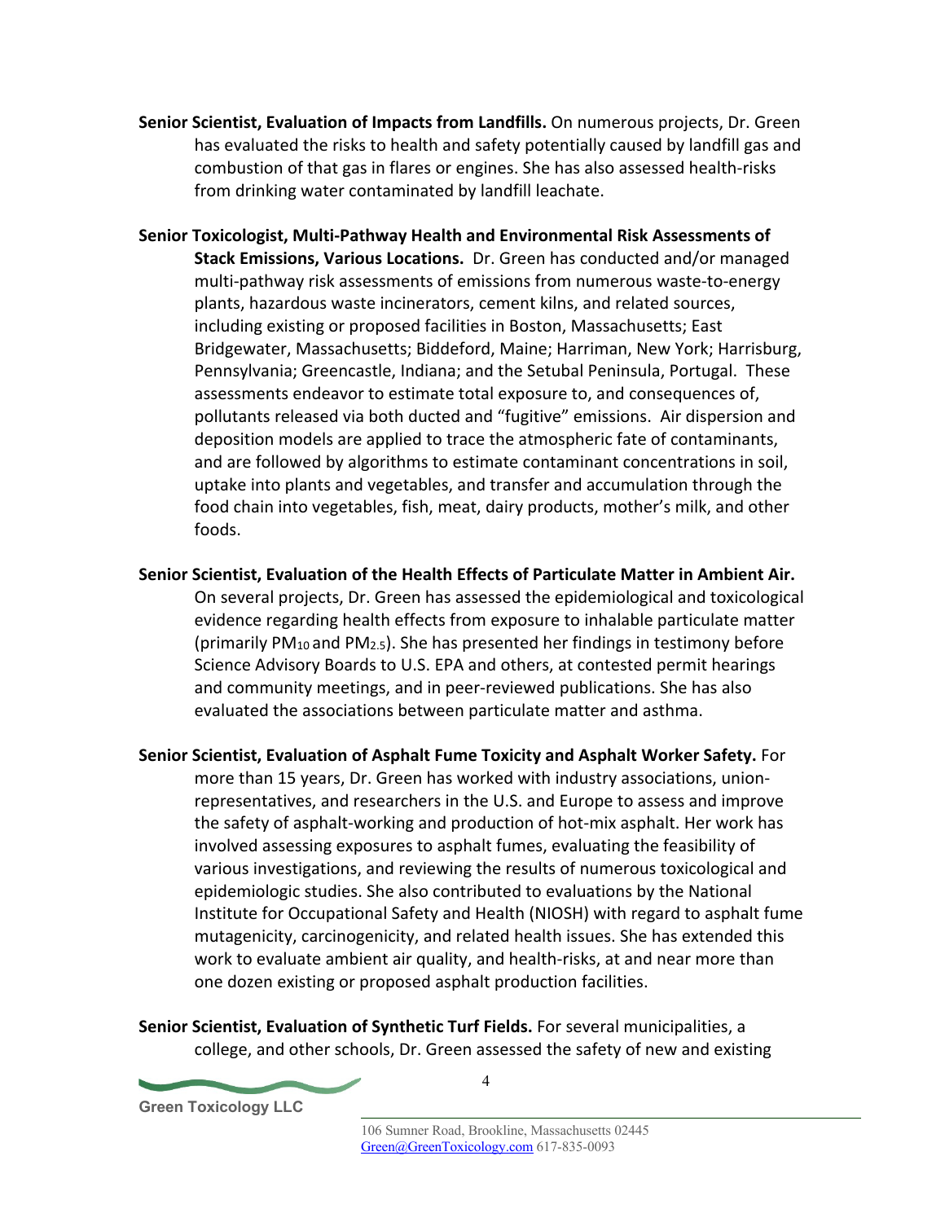**Senior Scientist, Evaluation of Impacts from Landfills.** On numerous projects, Dr. Green has evaluated the risks to health and safety potentially caused by landfill gas and combustion of that gas in flares or engines. She has also assessed health-risks from drinking water contaminated by landfill leachate.

**Senior Toxicologist, Multi-Pathway Health and Environmental Risk Assessments of Stack Emissions, Various Locations.** Dr. Green has conducted and/or managed multi-pathway risk assessments of emissions from numerous waste-to-energy plants, hazardous waste incinerators, cement kilns, and related sources, including existing or proposed facilities in Boston, Massachusetts; East Bridgewater, Massachusetts; Biddeford, Maine; Harriman, New York; Harrisburg, Pennsylvania; Greencastle, Indiana; and the Setubal Peninsula, Portugal. These assessments endeavor to estimate total exposure to, and consequences of, pollutants released via both ducted and "fugitive" emissions. Air dispersion and deposition models are applied to trace the atmospheric fate of contaminants, and are followed by algorithms to estimate contaminant concentrations in soil, uptake into plants and vegetables, and transfer and accumulation through the food chain into vegetables, fish, meat, dairy products, mother's milk, and other foods.

**Senior Scientist, Evaluation of the Health Effects of Particulate Matter in Ambient Air.** On several projects, Dr. Green has assessed the epidemiological and toxicological evidence regarding health effects from exposure to inhalable particulate matter (primarily $PM_{10}$ and $PM_{2.5}$). She has presented her findings in testimony before Science Advisory Boards to U.S. EPA and others, at contested permit hearings and community meetings, and in peer-reviewed publications. She has also evaluated the associations between particulate matter and asthma.

**Senior Scientist, Evaluation of Asphalt Fume Toxicity and Asphalt Worker Safety.** For more than 15 years, Dr. Green has worked with industry associations, union-representatives, and researchers in the U.S. and Europe to assess and improve the safety of asphalt-working and production of hot-mix asphalt. Her work has involved assessing exposures to asphalt fumes, evaluating the feasibility of various investigations, and reviewing the results of numerous toxicological and epidemiologic studies. She also contributed to evaluations by the National Institute for Occupational Safety and Health (NIOSH) with regard to asphalt fume mutagenicity, carcinogenicity, and related health issues. She has extended this work to evaluate ambient air quality, and health-risks, at and near more than one dozen existing or proposed asphalt production facilities.

**Senior Scientist, Evaluation of Synthetic Turf Fields.** For several municipalities, a college, and other schools, Dr. Green assessed the safety of new and existing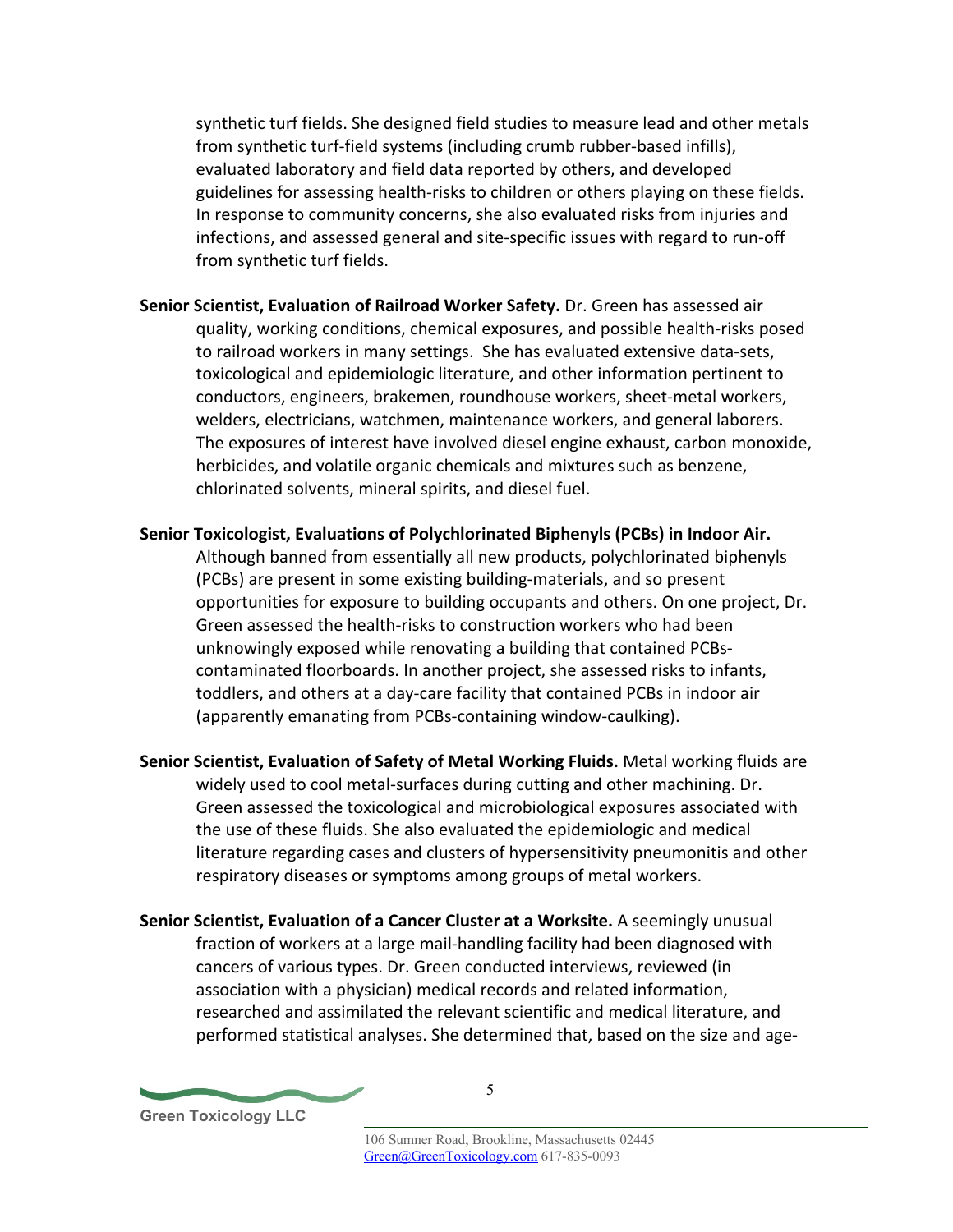synthetic turf fields. She designed field studies to measure lead and other metals from synthetic turf-field systems (including crumb rubber-based infills), evaluated laboratory and field data reported by others, and developed guidelines for assessing health-risks to children or others playing on these fields. In response to community concerns, she also evaluated risks from injuries and infections, and assessed general and site-specific issues with regard to run-off from synthetic turf fields.

**Senior Scientist, Evaluation of Railroad Worker Safety.** Dr. Green has assessed air quality, working conditions, chemical exposures, and possible health-risks posed to railroad workers in many settings. She has evaluated extensive data-sets, toxicological and epidemiologic literature, and other information pertinent to conductors, engineers, brakemen, roundhouse workers, sheet-metal workers, welders, electricians, watchmen, maintenance workers, and general laborers. The exposures of interest have involved diesel engine exhaust, carbon monoxide, herbicides, and volatile organic chemicals and mixtures such as benzene, chlorinated solvents, mineral spirits, and diesel fuel.

**Senior Toxicologist, Evaluations of Polychlorinated Biphenyls (PCBs) in Indoor Air.** Although banned from essentially all new products, polychlorinated biphenyls (PCBs) are present in some existing building-materials, and so present opportunities for exposure to building occupants and others. On one project, Dr. Green assessed the health-risks to construction workers who had been unknowingly exposed while renovating a building that contained PCBs-contaminated floorboards. In another project, she assessed risks to infants, toddlers, and others at a day-care facility that contained PCBs in indoor air (apparently emanating from PCBs-containing window-caulking).

**Senior Scientist, Evaluation of Safety of Metal Working Fluids.** Metal working fluids are widely used to cool metal-surfaces during cutting and other machining. Dr. Green assessed the toxicological and microbiological exposures associated with the use of these fluids. She also evaluated the epidemiologic and medical literature regarding cases and clusters of hypersensitivity pneumonitis and other respiratory diseases or symptoms among groups of metal workers.

**Senior Scientist, Evaluation of a Cancer Cluster at a Worksite.** A seemingly unusual fraction of workers at a large mail-handling facility had been diagnosed with cancers of various types. Dr. Green conducted interviews, reviewed (in association with a physician) medical records and related information, researched and assimilated the relevant scientific and medical literature, and performed statistical analyses. She determined that, based on the size and age-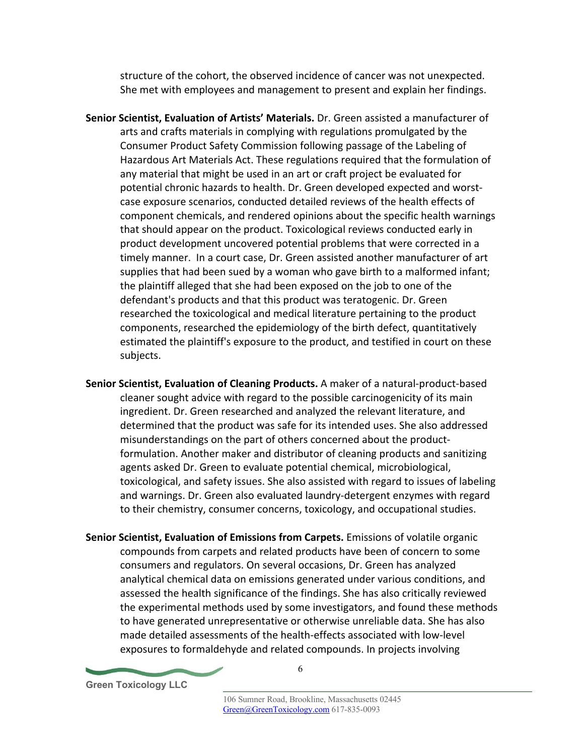structure of the cohort, the observed incidence of cancer was not unexpected. She met with employees and management to present and explain her findings.

**Senior Scientist, Evaluation of Artists' Materials.** Dr. Green assisted a manufacturer of arts and crafts materials in complying with regulations promulgated by the Consumer Product Safety Commission following passage of the Labeling of Hazardous Art Materials Act. These regulations required that the formulation of any material that might be used in an art or craft project be evaluated for potential chronic hazards to health. Dr. Green developed expected and worst-case exposure scenarios, conducted detailed reviews of the health effects of component chemicals, and rendered opinions about the specific health warnings that should appear on the product. Toxicological reviews conducted early in product development uncovered potential problems that were corrected in a timely manner. In a court case, Dr. Green assisted another manufacturer of art supplies that had been sued by a woman who gave birth to a malformed infant; the plaintiff alleged that she had been exposed on the job to one of the defendant's products and that this product was teratogenic. Dr. Green researched the toxicological and medical literature pertaining to the product components, researched the epidemiology of the birth defect, quantitatively estimated the plaintiff's exposure to the product, and testified in court on these subjects.

**Senior Scientist, Evaluation of Cleaning Products.** A maker of a natural-product-based cleaner sought advice with regard to the possible carcinogenicity of its main ingredient. Dr. Green researched and analyzed the relevant literature, and determined that the product was safe for its intended uses. She also addressed misunderstandings on the part of others concerned about the product-formulation. Another maker and distributor of cleaning products and sanitizing agents asked Dr. Green to evaluate potential chemical, microbiological, toxicological, and safety issues. She also assisted with regard to issues of labeling and warnings. Dr. Green also evaluated laundry-detergent enzymes with regard to their chemistry, consumer concerns, toxicology, and occupational studies.

**Senior Scientist, Evaluation of Emissions from Carpets.** Emissions of volatile organic compounds from carpets and related products have been of concern to some consumers and regulators. On several occasions, Dr. Green has analyzed analytical chemical data on emissions generated under various conditions, and assessed the health significance of the findings. She has also critically reviewed the experimental methods used by some investigators, and found these methods to have generated unrepresentative or otherwise unreliable data. She has also made detailed assessments of the health-effects associated with low-level exposures to formaldehyde and related compounds. In projects involving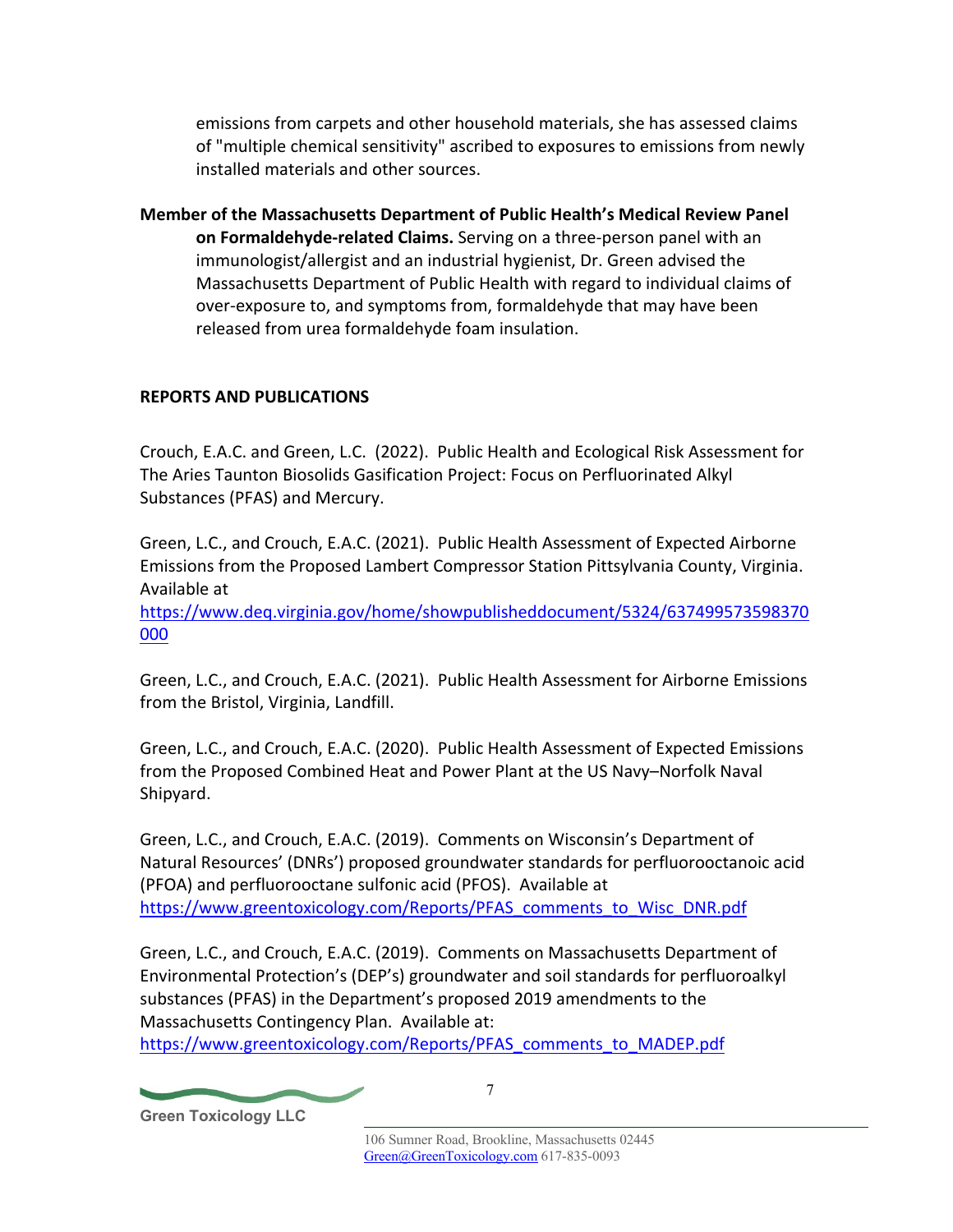emissions from carpets and other household materials, she has assessed claims of "multiple chemical sensitivity" ascribed to exposures to emissions from newly installed materials and other sources.

**Member of the Massachusetts Department of Public Health's Medical Review Panel on Formaldehyde-related Claims.** Serving on a three-person panel with an immunologist/allergist and an industrial hygienist, Dr. Green advised the Massachusetts Department of Public Health with regard to individual claims of over-exposure to, and symptoms from, formaldehyde that may have been released from urea formaldehyde foam insulation.

## REPORTS AND PUBLICATIONS

Crouch, E.A.C. and Green, L.C. (2022). Public Health and Ecological Risk Assessment for The Aries Taunton Biosolids Gasification Project: Focus on Perfluorinated Alkyl Substances (PFAS) and Mercury.

Green, L.C., and Crouch, E.A.C. (2021). Public Health Assessment of Expected Airborne Emissions from the Proposed Lambert Compressor Station Pittsylvania County, Virginia. Available at https://www.deq.virginia.gov/home/showpublisheddocument/5324/637499573598370000

Green, L.C., and Crouch, E.A.C. (2021). Public Health Assessment for Airborne Emissions from the Bristol, Virginia, Landfill.

Green, L.C., and Crouch, E.A.C. (2020). Public Health Assessment of Expected Emissions from the Proposed Combined Heat and Power Plant at the US Navy–Norfolk Naval Shipyard.

Green, L.C., and Crouch, E.A.C. (2019). Comments on Wisconsin's Department of Natural Resources' (DNRs') proposed groundwater standards for perfluorooctanoic acid (PFOA) and perfluorooctane sulfonic acid (PFOS). Available at https://www.greentoxicology.com/Reports/PFAS_comments_to_Wisc_DNR.pdf

Green, L.C., and Crouch, E.A.C. (2019). Comments on Massachusetts Department of Environmental Protection's (DEP's) groundwater and soil standards for perfluoroalkyl substances (PFAS) in the Department's proposed 2019 amendments to the Massachusetts Contingency Plan. Available at: https://www.greentoxicology.com/Reports/PFAS_comments_to_MADEP.pdf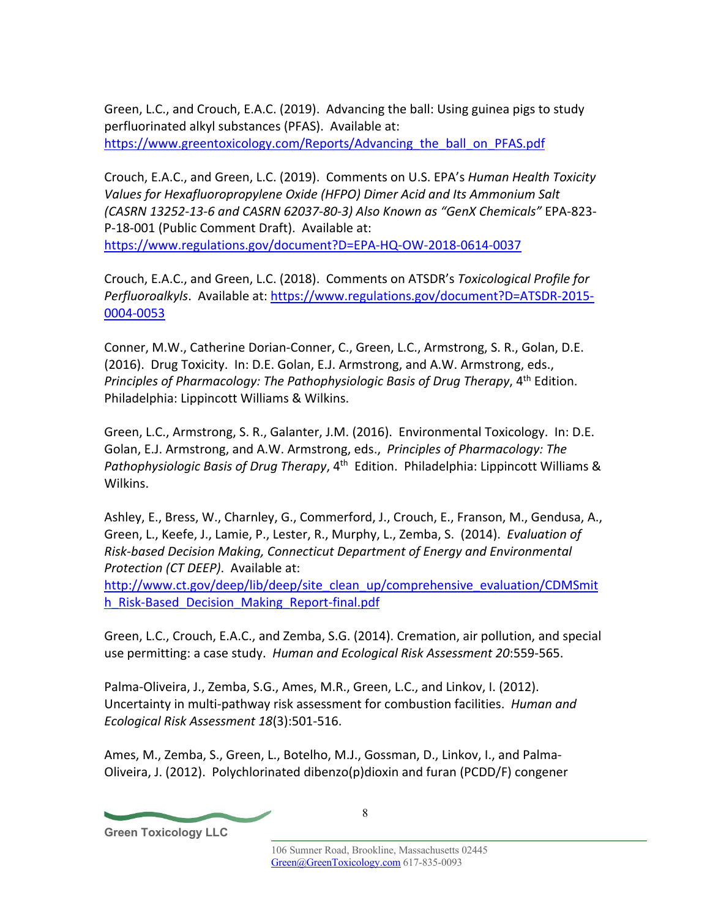Green, L.C., and Crouch, E.A.C. (2019). Advancing the ball: Using guinea pigs to study perfluorinated alkyl substances (PFAS). Available at: https://www.greentoxicology.com/Reports/Advancing_the_ball_on_PFAS.pdf

Crouch, E.A.C., and Green, L.C. (2019). Comments on U.S. EPA's *Human Health Toxicity Values for Hexafluoropropylene Oxide (HFPO) Dimer Acid and Its Ammonium Salt (CASRN 13252-13-6 and CASRN 62037-80-3) Also Known as "GenX Chemicals"* EPA-823-P-18-001 (Public Comment Draft). Available at: https://www.regulations.gov/document?D=EPA-HQ-OW-2018-0614-0037

Crouch, E.A.C., and Green, L.C. (2018). Comments on ATSDR's *Toxicological Profile for Perfluoroalkyls*. Available at: https://www.regulations.gov/document?D=ATSDR-2015-0004-0053

Conner, M.W., Catherine Dorian-Conner, C., Green, L.C., Armstrong, S. R., Golan, D.E. (2016). Drug Toxicity. In: D.E. Golan, E.J. Armstrong, and A.W. Armstrong, eds., *Principles of Pharmacology: The Pathophysiologic Basis of Drug Therapy*, 4th Edition. Philadelphia: Lippincott Williams & Wilkins.

Green, L.C., Armstrong, S. R., Galanter, J.M. (2016). Environmental Toxicology. In: D.E. Golan, E.J. Armstrong, and A.W. Armstrong, eds., *Principles of Pharmacology: The Pathophysiologic Basis of Drug Therapy*, 4th Edition. Philadelphia: Lippincott Williams & Wilkins.

Ashley, E., Bress, W., Charnley, G., Commerford, J., Crouch, E., Franson, M., Gendusa, A., Green, L., Keefe, J., Lamie, P., Lester, R., Murphy, L., Zemba, S. (2014). *Evaluation of Risk-based Decision Making, Connecticut Department of Energy and Environmental Protection (CT DEEP)*. Available at: http://www.ct.gov/deep/lib/deep/site_clean_up/comprehensive_evaluation/CDMSmith_Risk-Based_Decision_Making_Report-final.pdf

Green, L.C., Crouch, E.A.C., and Zemba, S.G. (2014). Cremation, air pollution, and special use permitting: a case study. *Human and Ecological Risk Assessment 20*:559-565.

Palma-Oliveira, J., Zemba, S.G., Ames, M.R., Green, L.C., and Linkov, I. (2012). Uncertainty in multi-pathway risk assessment for combustion facilities. *Human and Ecological Risk Assessment 18*(3):501-516.

Ames, M., Zemba, S., Green, L., Botelho, M.J., Gossman, D., Linkov, I., and Palma-Oliveira, J. (2012). Polychlorinated dibenzo(p)dioxin and furan (PCDD/F) congener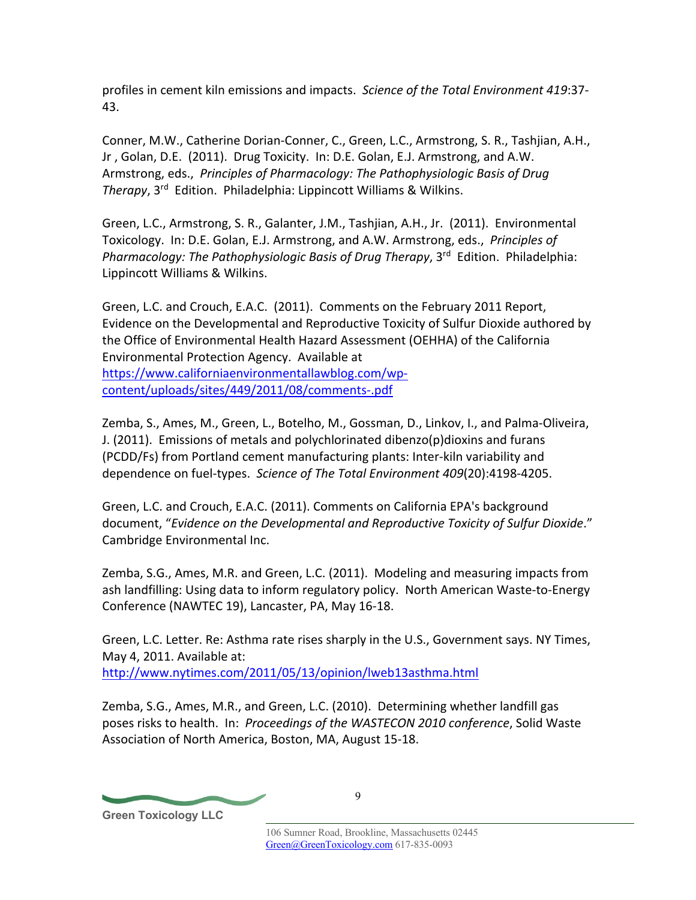profiles in cement kiln emissions and impacts. *Science of the Total Environment 419*:37-43.

Conner, M.W., Catherine Dorian-Conner, C., Green, L.C., Armstrong, S. R., Tashjian, A.H., Jr , Golan, D.E. (2011). Drug Toxicity. In: D.E. Golan, E.J. Armstrong, and A.W. Armstrong, eds., *Principles of Pharmacology: The Pathophysiologic Basis of Drug Therapy*, 3rd Edition. Philadelphia: Lippincott Williams & Wilkins.

Green, L.C., Armstrong, S. R., Galanter, J.M., Tashjian, A.H., Jr. (2011). Environmental Toxicology. In: D.E. Golan, E.J. Armstrong, and A.W. Armstrong, eds., *Principles of Pharmacology: The Pathophysiologic Basis of Drug Therapy*, 3rd Edition. Philadelphia: Lippincott Williams & Wilkins.

Green, L.C. and Crouch, E.A.C. (2011). Comments on the February 2011 Report, Evidence on the Developmental and Reproductive Toxicity of Sulfur Dioxide authored by the Office of Environmental Health Hazard Assessment (OEHHA) of the California Environmental Protection Agency. Available at https://www.californiaenvironmentallawblog.com/wp-content/uploads/sites/449/2011/08/comments-.pdf

Zemba, S., Ames, M., Green, L., Botelho, M., Gossman, D., Linkov, I., and Palma-Oliveira, J. (2011). Emissions of metals and polychlorinated dibenzo(p)dioxins and furans (PCDD/Fs) from Portland cement manufacturing plants: Inter-kiln variability and dependence on fuel-types. *Science of The Total Environment 409*(20):4198-4205.

Green, L.C. and Crouch, E.A.C. (2011). Comments on California EPA's background document, "*Evidence on the Developmental and Reproductive Toxicity of Sulfur Dioxide*." Cambridge Environmental Inc.

Zemba, S.G., Ames, M.R. and Green, L.C. (2011). Modeling and measuring impacts from ash landfilling: Using data to inform regulatory policy. North American Waste-to-Energy Conference (NAWTEC 19), Lancaster, PA, May 16-18.

Green, L.C. Letter. Re: Asthma rate rises sharply in the U.S., Government says. NY Times, May 4, 2011. Available at: http://www.nytimes.com/2011/05/13/opinion/lweb13asthma.html

Zemba, S.G., Ames, M.R., and Green, L.C. (2010). Determining whether landfill gas poses risks to health. In: *Proceedings of the WASTECON 2010 conference*, Solid Waste Association of North America, Boston, MA, August 15-18.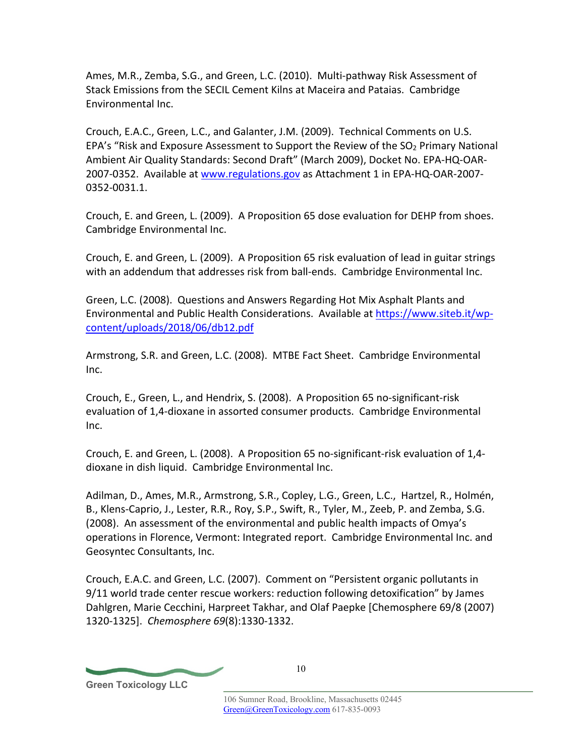Ames, M.R., Zemba, S.G., and Green, L.C. (2010). Multi-pathway Risk Assessment of Stack Emissions from the SECIL Cement Kilns at Maceira and Pataias. Cambridge Environmental Inc.

Crouch, E.A.C., Green, L.C., and Galanter, J.M. (2009). Technical Comments on U.S. EPA's "Risk and Exposure Assessment to Support the Review of the $SO_2$ Primary National Ambient Air Quality Standards: Second Draft" (March 2009), Docket No. EPA-HQ-OAR-2007-0352. Available at www.regulations.gov as Attachment 1 in EPA-HQ-OAR-2007-0352-0031.1.

Crouch, E. and Green, L. (2009). A Proposition 65 dose evaluation for DEHP from shoes. Cambridge Environmental Inc.

Crouch, E. and Green, L. (2009). A Proposition 65 risk evaluation of lead in guitar strings with an addendum that addresses risk from ball-ends. Cambridge Environmental Inc.

Green, L.C. (2008). Questions and Answers Regarding Hot Mix Asphalt Plants and Environmental and Public Health Considerations. Available at https://www.siteb.it/wp-content/uploads/2018/06/db12.pdf

Armstrong, S.R. and Green, L.C. (2008). MTBE Fact Sheet. Cambridge Environmental Inc.

Crouch, E., Green, L., and Hendrix, S. (2008). A Proposition 65 no-significant-risk evaluation of 1,4-dioxane in assorted consumer products. Cambridge Environmental Inc.

Crouch, E. and Green, L. (2008). A Proposition 65 no-significant-risk evaluation of 1,4-dioxane in dish liquid. Cambridge Environmental Inc.

Adilman, D., Ames, M.R., Armstrong, S.R., Copley, L.G., Green, L.C., Hartzel, R., Holmén, B., Klens-Caprio, J., Lester, R.R., Roy, S.P., Swift, R., Tyler, M., Zeeb, P. and Zemba, S.G. (2008). An assessment of the environmental and public health impacts of Omya's operations in Florence, Vermont: Integrated report. Cambridge Environmental Inc. and Geosyntec Consultants, Inc.

Crouch, E.A.C. and Green, L.C. (2007). Comment on "Persistent organic pollutants in 9/11 world trade center rescue workers: reduction following detoxification" by James Dahlgren, Marie Cecchini, Harpreet Takhar, and Olaf Paepke [Chemosphere 69/8 (2007) 1320-1325]. *Chemosphere 69*(8):1330-1332.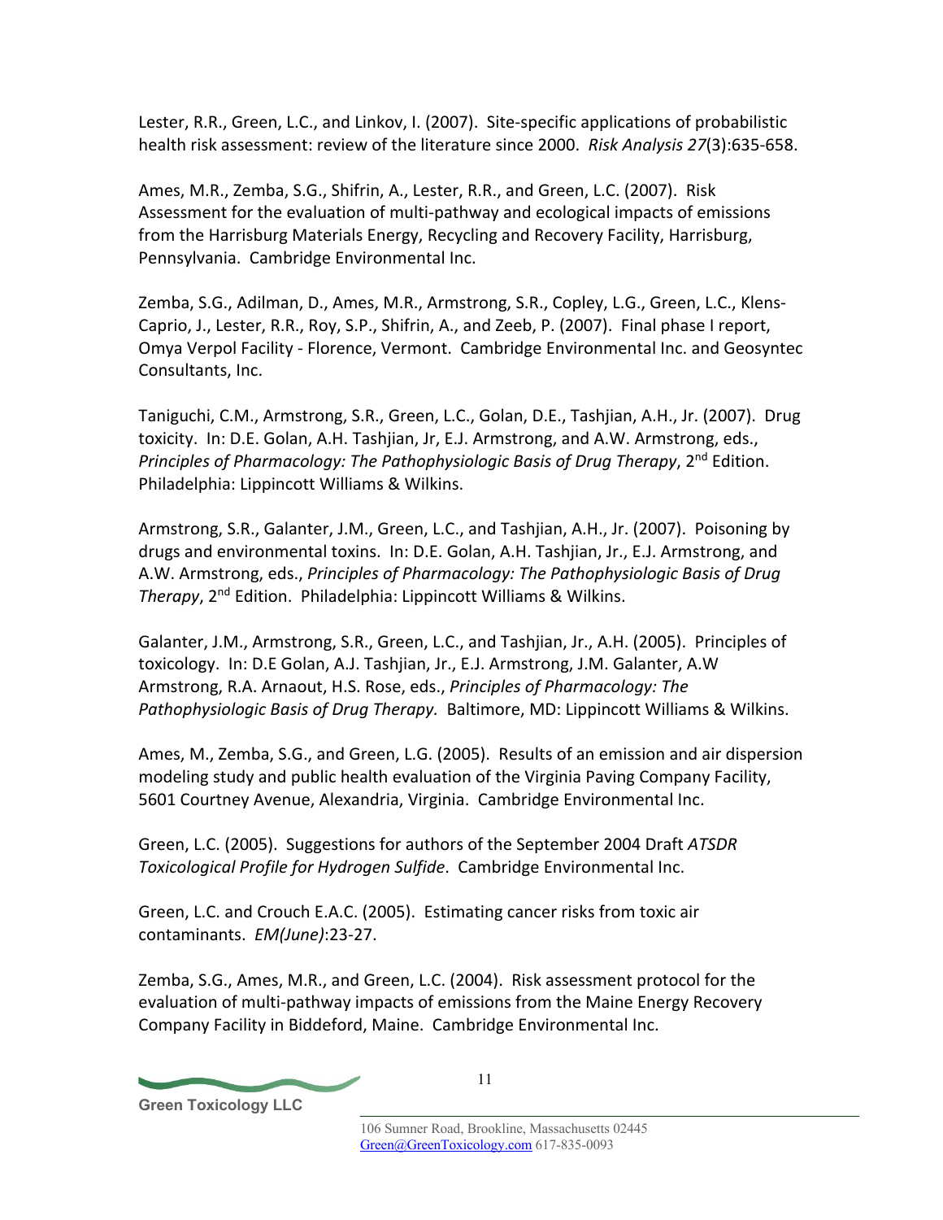Lester, R.R., Green, L.C., and Linkov, I. (2007). Site-specific applications of probabilistic health risk assessment: review of the literature since 2000. *Risk Analysis 27*(3):635-658.

Ames, M.R., Zemba, S.G., Shifrin, A., Lester, R.R., and Green, L.C. (2007). Risk Assessment for the evaluation of multi-pathway and ecological impacts of emissions from the Harrisburg Materials Energy, Recycling and Recovery Facility, Harrisburg, Pennsylvania. Cambridge Environmental Inc.

Zemba, S.G., Adilman, D., Ames, M.R., Armstrong, S.R., Copley, L.G., Green, L.C., Klens-Caprio, J., Lester, R.R., Roy, S.P., Shifrin, A., and Zeeb, P. (2007). Final phase I report, Omya Verpol Facility - Florence, Vermont. Cambridge Environmental Inc. and Geosyntec Consultants, Inc.

Taniguchi, C.M., Armstrong, S.R., Green, L.C., Golan, D.E., Tashjian, A.H., Jr. (2007). Drug toxicity. In: D.E. Golan, A.H. Tashjian, Jr, E.J. Armstrong, and A.W. Armstrong, eds., *Principles of Pharmacology: The Pathophysiologic Basis of Drug Therapy*, 2nd Edition. Philadelphia: Lippincott Williams & Wilkins.

Armstrong, S.R., Galanter, J.M., Green, L.C., and Tashjian, A.H., Jr. (2007). Poisoning by drugs and environmental toxins. In: D.E. Golan, A.H. Tashjian, Jr., E.J. Armstrong, and A.W. Armstrong, eds., *Principles of Pharmacology: The Pathophysiologic Basis of Drug Therapy*, 2nd Edition. Philadelphia: Lippincott Williams & Wilkins.

Galanter, J.M., Armstrong, S.R., Green, L.C., and Tashjian, Jr., A.H. (2005). Principles of toxicology. In: D.E Golan, A.J. Tashjian, Jr., E.J. Armstrong, J.M. Galanter, A.W Armstrong, R.A. Arnaout, H.S. Rose, eds., *Principles of Pharmacology: The Pathophysiologic Basis of Drug Therapy.* Baltimore, MD: Lippincott Williams & Wilkins.

Ames, M., Zemba, S.G., and Green, L.G. (2005). Results of an emission and air dispersion modeling study and public health evaluation of the Virginia Paving Company Facility, 5601 Courtney Avenue, Alexandria, Virginia. Cambridge Environmental Inc.

Green, L.C. (2005). Suggestions for authors of the September 2004 Draft *ATSDR Toxicological Profile for Hydrogen Sulfide*. Cambridge Environmental Inc.

Green, L.C. and Crouch E.A.C. (2005). Estimating cancer risks from toxic air contaminants. *EM(June)*:23-27.

Zemba, S.G., Ames, M.R., and Green, L.C. (2004). Risk assessment protocol for the evaluation of multi-pathway impacts of emissions from the Maine Energy Recovery Company Facility in Biddeford, Maine. Cambridge Environmental Inc.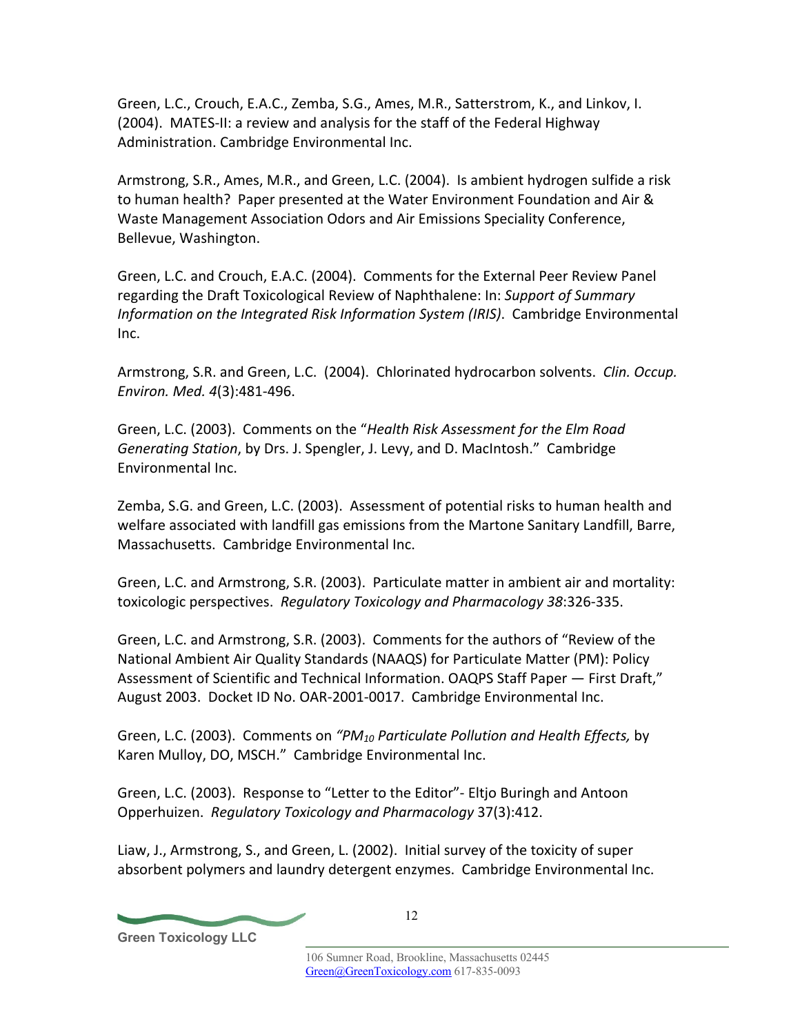Green, L.C., Crouch, E.A.C., Zemba, S.G., Ames, M.R., Satterstrom, K., and Linkov, I. (2004). MATES-II: a review and analysis for the staff of the Federal Highway Administration. Cambridge Environmental Inc.

Armstrong, S.R., Ames, M.R., and Green, L.C. (2004). Is ambient hydrogen sulfide a risk to human health? Paper presented at the Water Environment Foundation and Air & Waste Management Association Odors and Air Emissions Speciality Conference, Bellevue, Washington.

Green, L.C. and Crouch, E.A.C. (2004). Comments for the External Peer Review Panel regarding the Draft Toxicological Review of Naphthalene: In: *Support of Summary Information on the Integrated Risk Information System (IRIS)*. Cambridge Environmental Inc.

Armstrong, S.R. and Green, L.C. (2004). Chlorinated hydrocarbon solvents. *Clin. Occup. Environ. Med. 4*(3):481-496.

Green, L.C. (2003). Comments on the "*Health Risk Assessment for the Elm Road Generating Station*, by Drs. J. Spengler, J. Levy, and D. MacIntosh." Cambridge Environmental Inc.

Zemba, S.G. and Green, L.C. (2003). Assessment of potential risks to human health and welfare associated with landfill gas emissions from the Martone Sanitary Landfill, Barre, Massachusetts. Cambridge Environmental Inc.

Green, L.C. and Armstrong, S.R. (2003). Particulate matter in ambient air and mortality: toxicologic perspectives. *Regulatory Toxicology and Pharmacology 38*:326-335.

Green, L.C. and Armstrong, S.R. (2003). Comments for the authors of "Review of the National Ambient Air Quality Standards (NAAQS) for Particulate Matter (PM): Policy Assessment of Scientific and Technical Information. OAQPS Staff Paper — First Draft," August 2003. Docket ID No. OAR-2001-0017. Cambridge Environmental Inc.

Green, L.C. (2003). Comments on *"$PM_{10}$ Particulate Pollution and Health Effects,* by Karen Mulloy, DO, MSCH." Cambridge Environmental Inc.

Green, L.C. (2003). Response to "Letter to the Editor"- Eltjo Buringh and Antoon Opperhuizen. *Regulatory Toxicology and Pharmacology* 37(3):412.

Liaw, J., Armstrong, S., and Green, L. (2002). Initial survey of the toxicity of super absorbent polymers and laundry detergent enzymes. Cambridge Environmental Inc.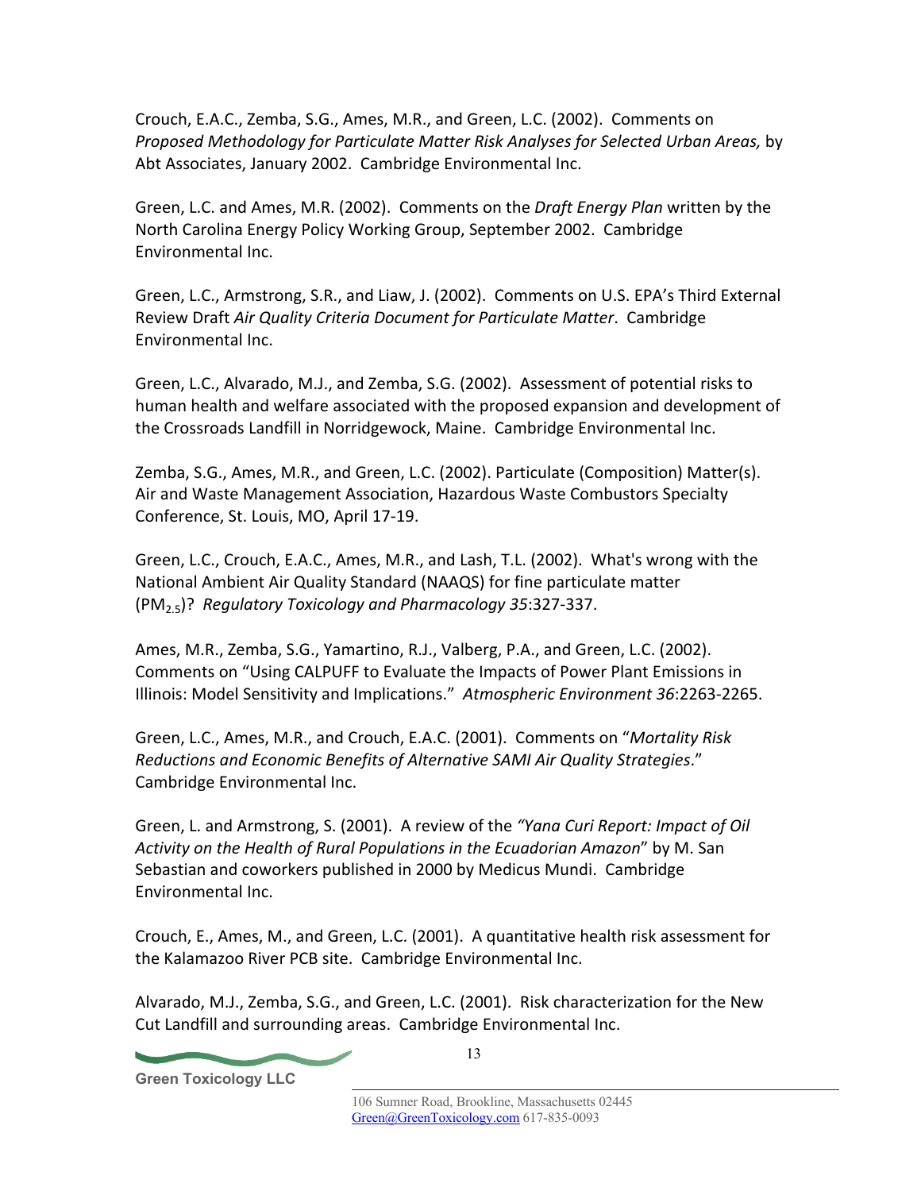Crouch, E.A.C., Zemba, S.G., Ames, M.R., and Green, L.C. (2002). Comments on *Proposed Methodology for Particulate Matter Risk Analyses for Selected Urban Areas,* by Abt Associates, January 2002. Cambridge Environmental Inc.

Green, L.C. and Ames, M.R. (2002). Comments on the *Draft Energy Plan* written by the North Carolina Energy Policy Working Group, September 2002. Cambridge Environmental Inc.

Green, L.C., Armstrong, S.R., and Liaw, J. (2002). Comments on U.S. EPA's Third External Review Draft *Air Quality Criteria Document for Particulate Matter*. Cambridge Environmental Inc.

Green, L.C., Alvarado, M.J., and Zemba, S.G. (2002). Assessment of potential risks to human health and welfare associated with the proposed expansion and development of the Crossroads Landfill in Norridgewock, Maine. Cambridge Environmental Inc.

Zemba, S.G., Ames, M.R., and Green, L.C. (2002). Particulate (Composition) Matter(s). Air and Waste Management Association, Hazardous Waste Combustors Specialty Conference, St. Louis, MO, April 17-19.

Green, L.C., Crouch, E.A.C., Ames, M.R., and Lash, T.L. (2002). What's wrong with the National Ambient Air Quality Standard (NAAQS) for fine particulate matter ($PM_{2.5}$)? *Regulatory Toxicology and Pharmacology 35*:327-337.

Ames, M.R., Zemba, S.G., Yamartino, R.J., Valberg, P.A., and Green, L.C. (2002). Comments on "Using CALPUFF to Evaluate the Impacts of Power Plant Emissions in Illinois: Model Sensitivity and Implications." *Atmospheric Environment 36*:2263-2265.

Green, L.C., Ames, M.R., and Crouch, E.A.C. (2001). Comments on "*Mortality Risk Reductions and Economic Benefits of Alternative SAMI Air Quality Strategies*." Cambridge Environmental Inc.

Green, L. and Armstrong, S. (2001). A review of the *"Yana Curi Report: Impact of Oil Activity on the Health of Rural Populations in the Ecuadorian Amazon*" by M. San Sebastian and coworkers published in 2000 by Medicus Mundi. Cambridge Environmental Inc.

Crouch, E., Ames, M., and Green, L.C. (2001). A quantitative health risk assessment for the Kalamazoo River PCB site. Cambridge Environmental Inc.

Alvarado, M.J., Zemba, S.G., and Green, L.C. (2001). Risk characterization for the New Cut Landfill and surrounding areas. Cambridge Environmental Inc.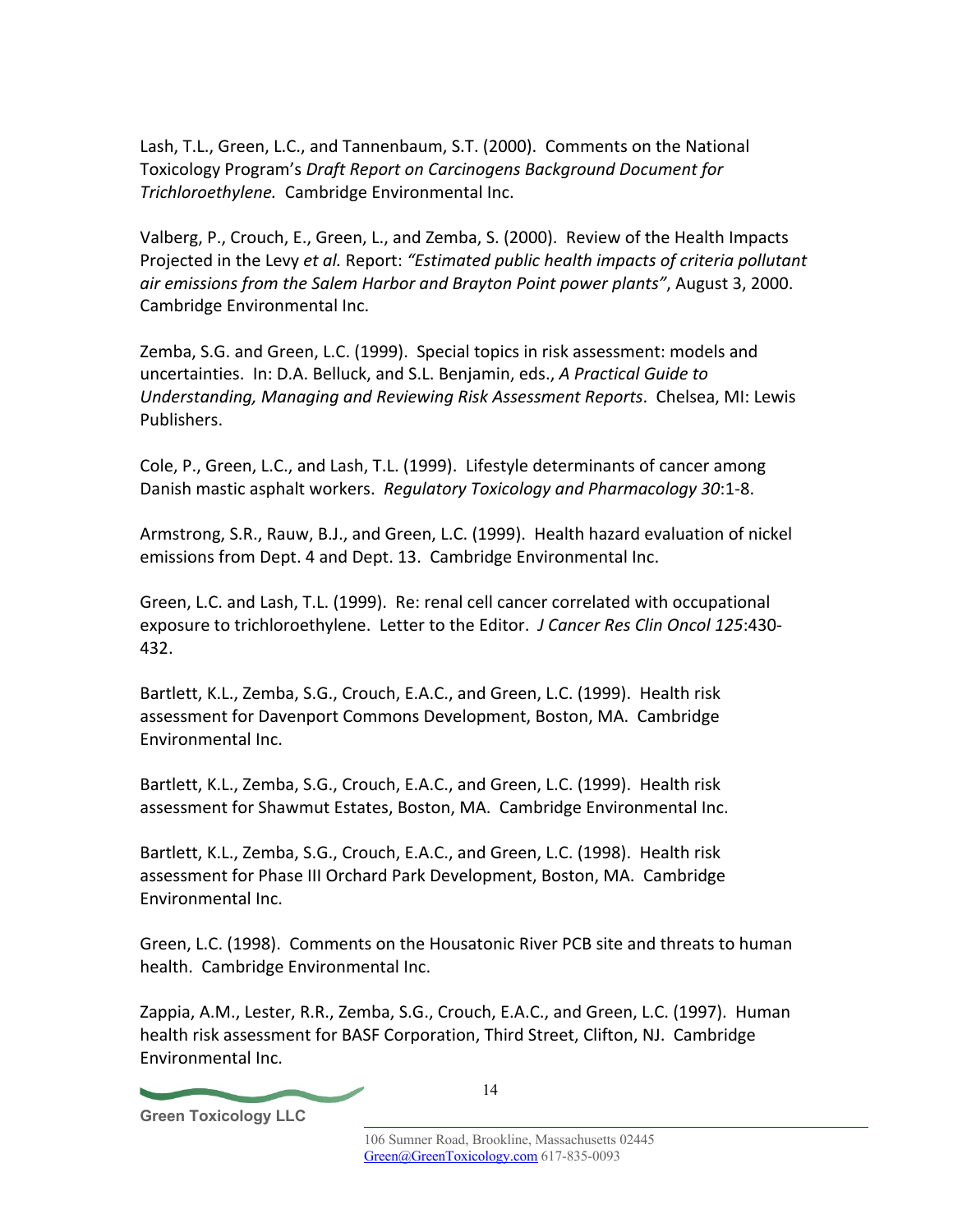Lash, T.L., Green, L.C., and Tannenbaum, S.T. (2000). Comments on the National Toxicology Program's *Draft Report on Carcinogens Background Document for Trichloroethylene.* Cambridge Environmental Inc.

Valberg, P., Crouch, E., Green, L., and Zemba, S. (2000). Review of the Health Impacts Projected in the Levy *et al.* Report: *"Estimated public health impacts of criteria pollutant air emissions from the Salem Harbor and Brayton Point power plants"*, August 3, 2000. Cambridge Environmental Inc.

Zemba, S.G. and Green, L.C. (1999). Special topics in risk assessment: models and uncertainties. In: D.A. Belluck, and S.L. Benjamin, eds., *A Practical Guide to Understanding, Managing and Reviewing Risk Assessment Reports*. Chelsea, MI: Lewis Publishers.

Cole, P., Green, L.C., and Lash, T.L. (1999). Lifestyle determinants of cancer among Danish mastic asphalt workers. *Regulatory Toxicology and Pharmacology 30*:1-8.

Armstrong, S.R., Rauw, B.J., and Green, L.C. (1999). Health hazard evaluation of nickel emissions from Dept. 4 and Dept. 13. Cambridge Environmental Inc.

Green, L.C. and Lash, T.L. (1999). Re: renal cell cancer correlated with occupational exposure to trichloroethylene. Letter to the Editor. *J Cancer Res Clin Oncol 125*:430-432.

Bartlett, K.L., Zemba, S.G., Crouch, E.A.C., and Green, L.C. (1999). Health risk assessment for Davenport Commons Development, Boston, MA. Cambridge Environmental Inc.

Bartlett, K.L., Zemba, S.G., Crouch, E.A.C., and Green, L.C. (1999). Health risk assessment for Shawmut Estates, Boston, MA. Cambridge Environmental Inc.

Bartlett, K.L., Zemba, S.G., Crouch, E.A.C., and Green, L.C. (1998). Health risk assessment for Phase III Orchard Park Development, Boston, MA. Cambridge Environmental Inc.

Green, L.C. (1998). Comments on the Housatonic River PCB site and threats to human health. Cambridge Environmental Inc.

Zappia, A.M., Lester, R.R., Zemba, S.G., Crouch, E.A.C., and Green, L.C. (1997). Human health risk assessment for BASF Corporation, Third Street, Clifton, NJ. Cambridge Environmental Inc.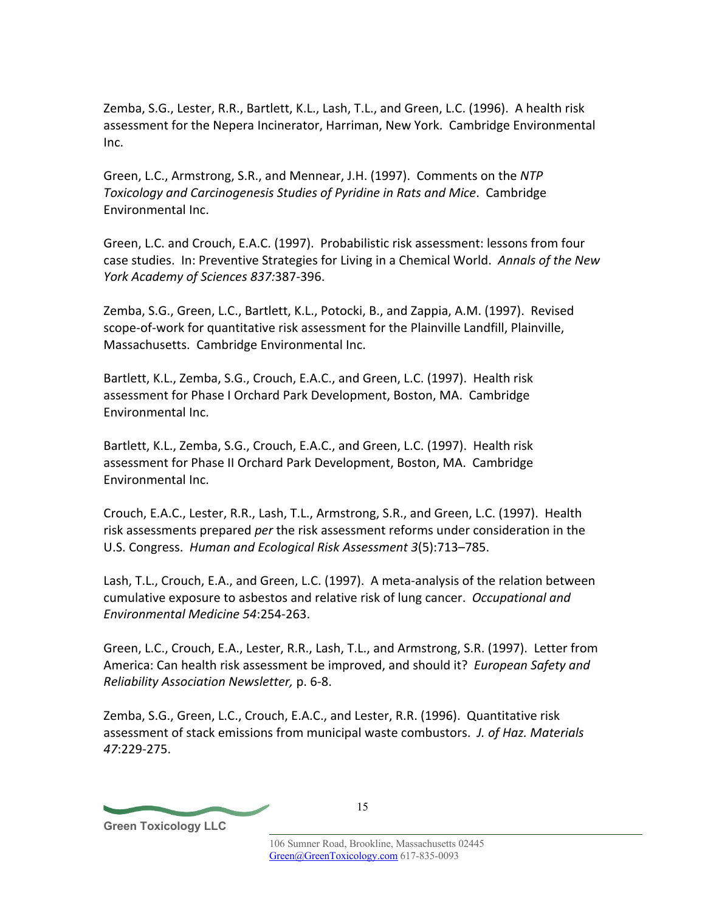Zemba, S.G., Lester, R.R., Bartlett, K.L., Lash, T.L., and Green, L.C. (1996). A health risk assessment for the Nepera Incinerator, Harriman, New York. Cambridge Environmental Inc.

Green, L.C., Armstrong, S.R., and Mennear, J.H. (1997). Comments on the *NTP Toxicology and Carcinogenesis Studies of Pyridine in Rats and Mice*. Cambridge Environmental Inc.

Green, L.C. and Crouch, E.A.C. (1997). Probabilistic risk assessment: lessons from four case studies. In: Preventive Strategies for Living in a Chemical World. *Annals of the New York Academy of Sciences 837*:387-396.

Zemba, S.G., Green, L.C., Bartlett, K.L., Potocki, B., and Zappia, A.M. (1997). Revised scope-of-work for quantitative risk assessment for the Plainville Landfill, Plainville, Massachusetts. Cambridge Environmental Inc.

Bartlett, K.L., Zemba, S.G., Crouch, E.A.C., and Green, L.C. (1997). Health risk assessment for Phase I Orchard Park Development, Boston, MA. Cambridge Environmental Inc.

Bartlett, K.L., Zemba, S.G., Crouch, E.A.C., and Green, L.C. (1997). Health risk assessment for Phase II Orchard Park Development, Boston, MA. Cambridge Environmental Inc.

Crouch, E.A.C., Lester, R.R., Lash, T.L., Armstrong, S.R., and Green, L.C. (1997). Health risk assessments prepared *per* the risk assessment reforms under consideration in the U.S. Congress. *Human and Ecological Risk Assessment 3*(5):713–785.

Lash, T.L., Crouch, E.A., and Green, L.C. (1997). A meta-analysis of the relation between cumulative exposure to asbestos and relative risk of lung cancer. *Occupational and Environmental Medicine 54*:254-263.

Green, L.C., Crouch, E.A., Lester, R.R., Lash, T.L., and Armstrong, S.R. (1997). Letter from America: Can health risk assessment be improved, and should it? *European Safety and Reliability Association Newsletter,* p. 6-8.

Zemba, S.G., Green, L.C., Crouch, E.A.C., and Lester, R.R. (1996). Quantitative risk assessment of stack emissions from municipal waste combustors. *J. of Haz. Materials 47*:229-275.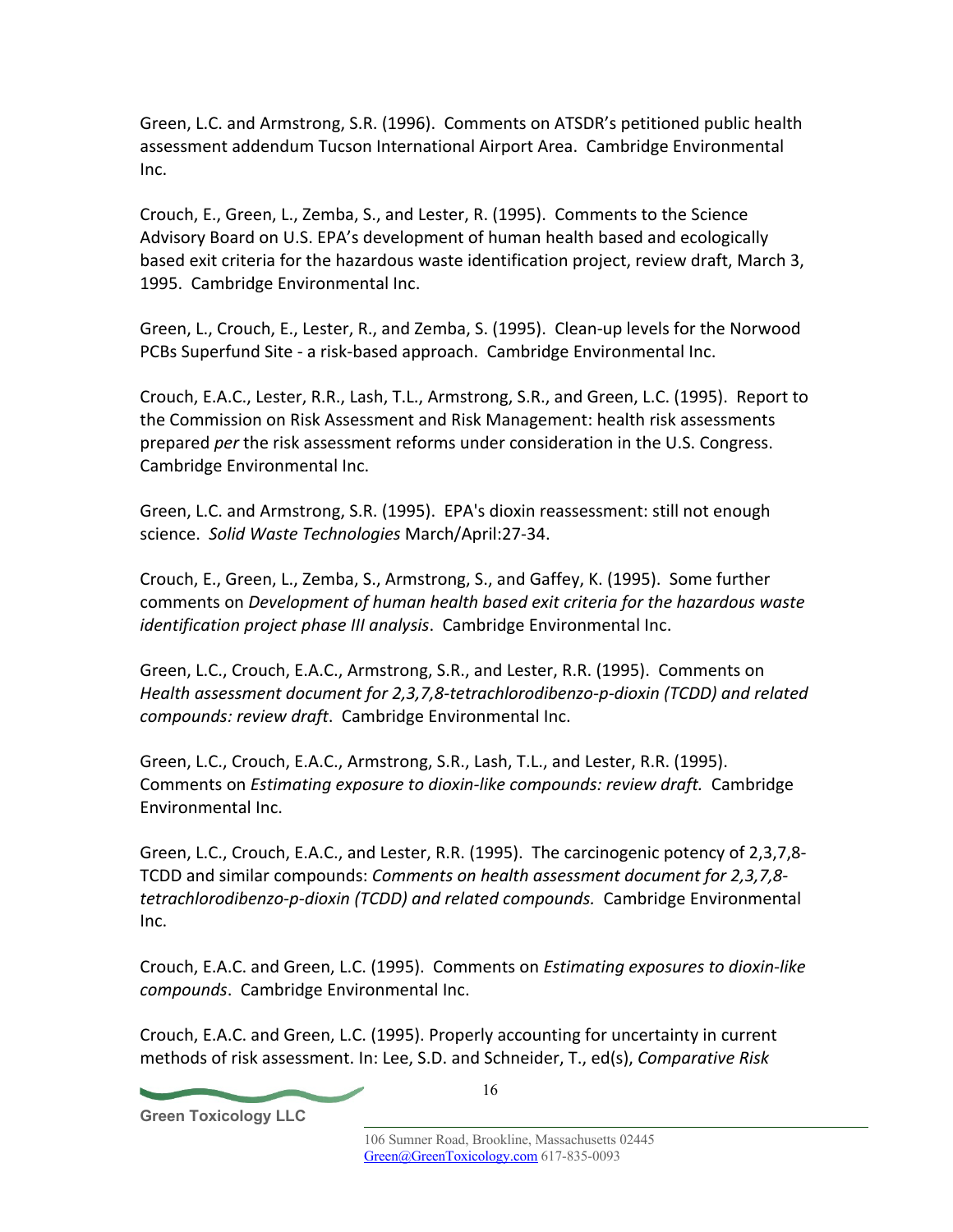Green, L.C. and Armstrong, S.R. (1996). Comments on ATSDR's petitioned public health assessment addendum Tucson International Airport Area. Cambridge Environmental Inc.

Crouch, E., Green, L., Zemba, S., and Lester, R. (1995). Comments to the Science Advisory Board on U.S. EPA's development of human health based and ecologically based exit criteria for the hazardous waste identification project, review draft, March 3, 1995. Cambridge Environmental Inc.

Green, L., Crouch, E., Lester, R., and Zemba, S. (1995). Clean-up levels for the Norwood PCBs Superfund Site - a risk-based approach. Cambridge Environmental Inc.

Crouch, E.A.C., Lester, R.R., Lash, T.L., Armstrong, S.R., and Green, L.C. (1995). Report to the Commission on Risk Assessment and Risk Management: health risk assessments prepared *per* the risk assessment reforms under consideration in the U.S. Congress. Cambridge Environmental Inc.

Green, L.C. and Armstrong, S.R. (1995). EPA's dioxin reassessment: still not enough science. *Solid Waste Technologies* March/April:27-34.

Crouch, E., Green, L., Zemba, S., Armstrong, S., and Gaffey, K. (1995). Some further comments on *Development of human health based exit criteria for the hazardous waste identification project phase III analysis*. Cambridge Environmental Inc.

Green, L.C., Crouch, E.A.C., Armstrong, S.R., and Lester, R.R. (1995). Comments on *Health assessment document for 2,3,7,8-tetrachlorodibenzo-p-dioxin (TCDD) and related compounds: review draft*. Cambridge Environmental Inc.

Green, L.C., Crouch, E.A.C., Armstrong, S.R., Lash, T.L., and Lester, R.R. (1995). Comments on *Estimating exposure to dioxin-like compounds: review draft.* Cambridge Environmental Inc.

Green, L.C., Crouch, E.A.C., and Lester, R.R. (1995). The carcinogenic potency of 2,3,7,8-TCDD and similar compounds: *Comments on health assessment document for 2,3,7,8-tetrachlorodibenzo-p-dioxin (TCDD) and related compounds.* Cambridge Environmental Inc.

Crouch, E.A.C. and Green, L.C. (1995). Comments on *Estimating exposures to dioxin-like compounds*. Cambridge Environmental Inc.

Crouch, E.A.C. and Green, L.C. (1995). Properly accounting for uncertainty in current methods of risk assessment. In: Lee, S.D. and Schneider, T., ed(s), *Comparative Risk*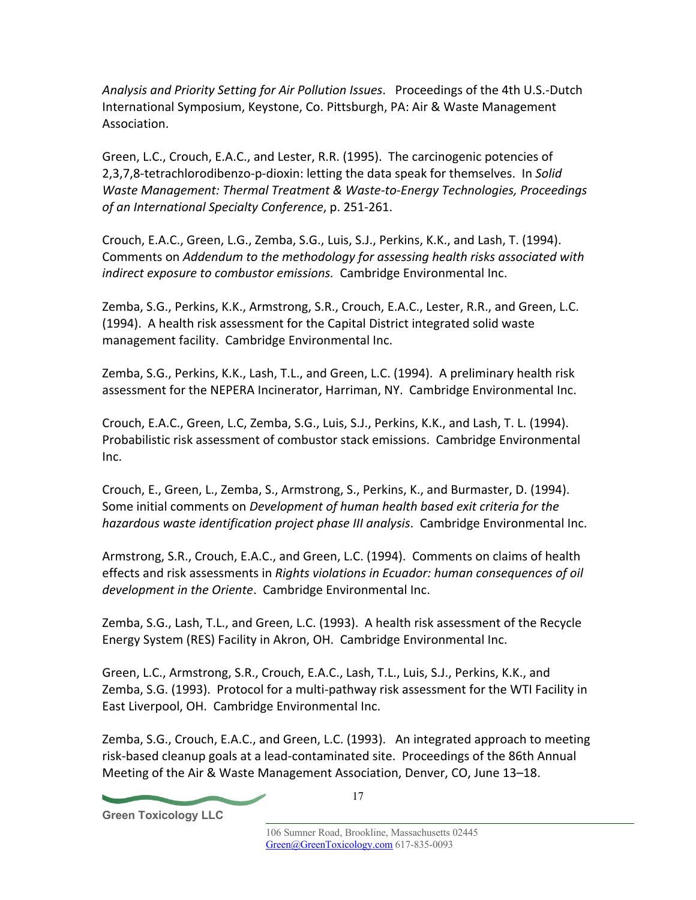*Analysis and Priority Setting for Air Pollution Issues*. Proceedings of the 4th U.S.-Dutch International Symposium, Keystone, Co. Pittsburgh, PA: Air & Waste Management Association.

Green, L.C., Crouch, E.A.C., and Lester, R.R. (1995). The carcinogenic potencies of 2,3,7,8-tetrachlorodibenzo-p-dioxin: letting the data speak for themselves. In *Solid Waste Management: Thermal Treatment & Waste-to-Energy Technologies, Proceedings of an International Specialty Conference*, p. 251-261.

Crouch, E.A.C., Green, L.G., Zemba, S.G., Luis, S.J., Perkins, K.K., and Lash, T. (1994). Comments on *Addendum to the methodology for assessing health risks associated with indirect exposure to combustor emissions.* Cambridge Environmental Inc.

Zemba, S.G., Perkins, K.K., Armstrong, S.R., Crouch, E.A.C., Lester, R.R., and Green, L.C. (1994). A health risk assessment for the Capital District integrated solid waste management facility. Cambridge Environmental Inc.

Zemba, S.G., Perkins, K.K., Lash, T.L., and Green, L.C. (1994). A preliminary health risk assessment for the NEPERA Incinerator, Harriman, NY. Cambridge Environmental Inc.

Crouch, E.A.C., Green, L.C, Zemba, S.G., Luis, S.J., Perkins, K.K., and Lash, T. L. (1994). Probabilistic risk assessment of combustor stack emissions. Cambridge Environmental Inc.

Crouch, E., Green, L., Zemba, S., Armstrong, S., Perkins, K., and Burmaster, D. (1994). Some initial comments on *Development of human health based exit criteria for the hazardous waste identification project phase III analysis*. Cambridge Environmental Inc.

Armstrong, S.R., Crouch, E.A.C., and Green, L.C. (1994). Comments on claims of health effects and risk assessments in *Rights violations in Ecuador: human consequences of oil development in the Oriente*. Cambridge Environmental Inc.

Zemba, S.G., Lash, T.L., and Green, L.C. (1993). A health risk assessment of the Recycle Energy System (RES) Facility in Akron, OH. Cambridge Environmental Inc.

Green, L.C., Armstrong, S.R., Crouch, E.A.C., Lash, T.L., Luis, S.J., Perkins, K.K., and Zemba, S.G. (1993). Protocol for a multi-pathway risk assessment for the WTI Facility in East Liverpool, OH. Cambridge Environmental Inc.

Zemba, S.G., Crouch, E.A.C., and Green, L.C. (1993). An integrated approach to meeting risk-based cleanup goals at a lead-contaminated site. Proceedings of the 86th Annual Meeting of the Air & Waste Management Association, Denver, CO, June 13–18.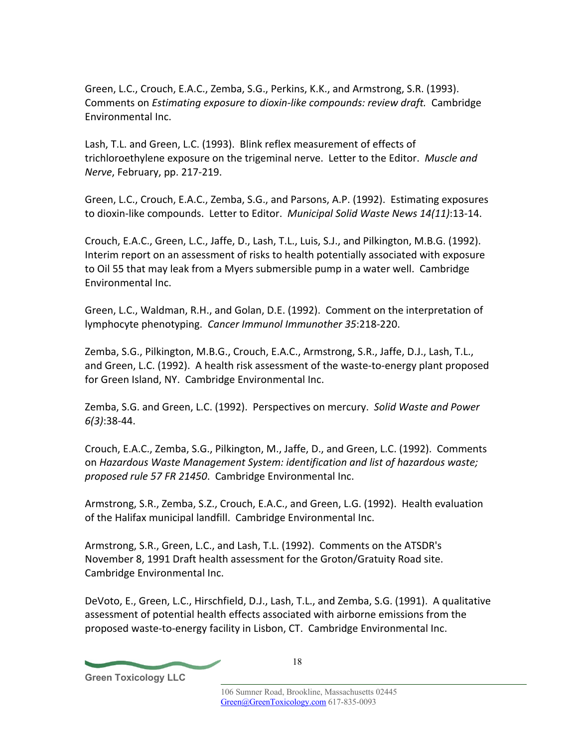Green, L.C., Crouch, E.A.C., Zemba, S.G., Perkins, K.K., and Armstrong, S.R. (1993). Comments on *Estimating exposure to dioxin-like compounds: review draft.* Cambridge Environmental Inc.

Lash, T.L. and Green, L.C. (1993). Blink reflex measurement of effects of trichloroethylene exposure on the trigeminal nerve. Letter to the Editor. *Muscle and Nerve*, February, pp. 217-219.

Green, L.C., Crouch, E.A.C., Zemba, S.G., and Parsons, A.P. (1992). Estimating exposures to dioxin-like compounds. Letter to Editor. *Municipal Solid Waste News 14(11)*:13-14.

Crouch, E.A.C., Green, L.C., Jaffe, D., Lash, T.L., Luis, S.J., and Pilkington, M.B.G. (1992). Interim report on an assessment of risks to health potentially associated with exposure to Oil 55 that may leak from a Myers submersible pump in a water well. Cambridge Environmental Inc.

Green, L.C., Waldman, R.H., and Golan, D.E. (1992). Comment on the interpretation of lymphocyte phenotyping. *Cancer Immunol Immunother 35*:218-220.

Zemba, S.G., Pilkington, M.B.G., Crouch, E.A.C., Armstrong, S.R., Jaffe, D.J., Lash, T.L., and Green, L.C. (1992). A health risk assessment of the waste-to-energy plant proposed for Green Island, NY. Cambridge Environmental Inc.

Zemba, S.G. and Green, L.C. (1992). Perspectives on mercury. *Solid Waste and Power 6(3)*:38-44.

Crouch, E.A.C., Zemba, S.G., Pilkington, M., Jaffe, D., and Green, L.C. (1992). Comments on *Hazardous Waste Management System: identification and list of hazardous waste; proposed rule 57 FR 21450*. Cambridge Environmental Inc.

Armstrong, S.R., Zemba, S.Z., Crouch, E.A.C., and Green, L.G. (1992). Health evaluation of the Halifax municipal landfill. Cambridge Environmental Inc.

Armstrong, S.R., Green, L.C., and Lash, T.L. (1992). Comments on the ATSDR's November 8, 1991 Draft health assessment for the Groton/Gratuity Road site. Cambridge Environmental Inc.

DeVoto, E., Green, L.C., Hirschfield, D.J., Lash, T.L., and Zemba, S.G. (1991). A qualitative assessment of potential health effects associated with airborne emissions from the proposed waste-to-energy facility in Lisbon, CT. Cambridge Environmental Inc.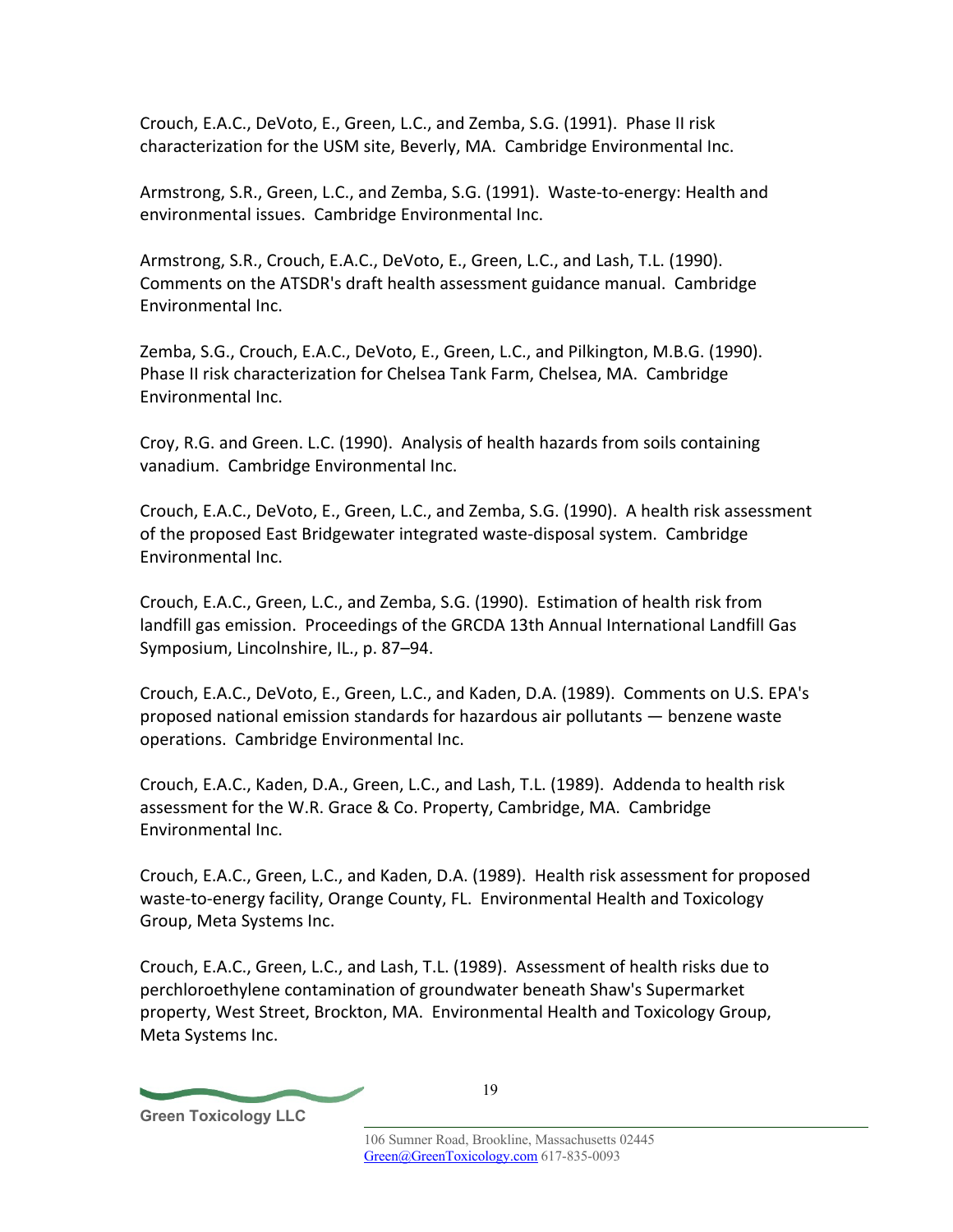Crouch, E.A.C., DeVoto, E., Green, L.C., and Zemba, S.G. (1991). Phase II risk characterization for the USM site, Beverly, MA. Cambridge Environmental Inc.

Armstrong, S.R., Green, L.C., and Zemba, S.G. (1991). Waste-to-energy: Health and environmental issues. Cambridge Environmental Inc.

Armstrong, S.R., Crouch, E.A.C., DeVoto, E., Green, L.C., and Lash, T.L. (1990). Comments on the ATSDR's draft health assessment guidance manual. Cambridge Environmental Inc.

Zemba, S.G., Crouch, E.A.C., DeVoto, E., Green, L.C., and Pilkington, M.B.G. (1990). Phase II risk characterization for Chelsea Tank Farm, Chelsea, MA. Cambridge Environmental Inc.

Croy, R.G. and Green. L.C. (1990). Analysis of health hazards from soils containing vanadium. Cambridge Environmental Inc.

Crouch, E.A.C., DeVoto, E., Green, L.C., and Zemba, S.G. (1990). A health risk assessment of the proposed East Bridgewater integrated waste-disposal system. Cambridge Environmental Inc.

Crouch, E.A.C., Green, L.C., and Zemba, S.G. (1990). Estimation of health risk from landfill gas emission. Proceedings of the GRCDA 13th Annual International Landfill Gas Symposium, Lincolnshire, IL., p. 87–94.

Crouch, E.A.C., DeVoto, E., Green, L.C., and Kaden, D.A. (1989). Comments on U.S. EPA's proposed national emission standards for hazardous air pollutants — benzene waste operations. Cambridge Environmental Inc.

Crouch, E.A.C., Kaden, D.A., Green, L.C., and Lash, T.L. (1989). Addenda to health risk assessment for the W.R. Grace & Co. Property, Cambridge, MA. Cambridge Environmental Inc.

Crouch, E.A.C., Green, L.C., and Kaden, D.A. (1989). Health risk assessment for proposed waste-to-energy facility, Orange County, FL. Environmental Health and Toxicology Group, Meta Systems Inc.

Crouch, E.A.C., Green, L.C., and Lash, T.L. (1989). Assessment of health risks due to perchloroethylene contamination of groundwater beneath Shaw's Supermarket property, West Street, Brockton, MA. Environmental Health and Toxicology Group, Meta Systems Inc.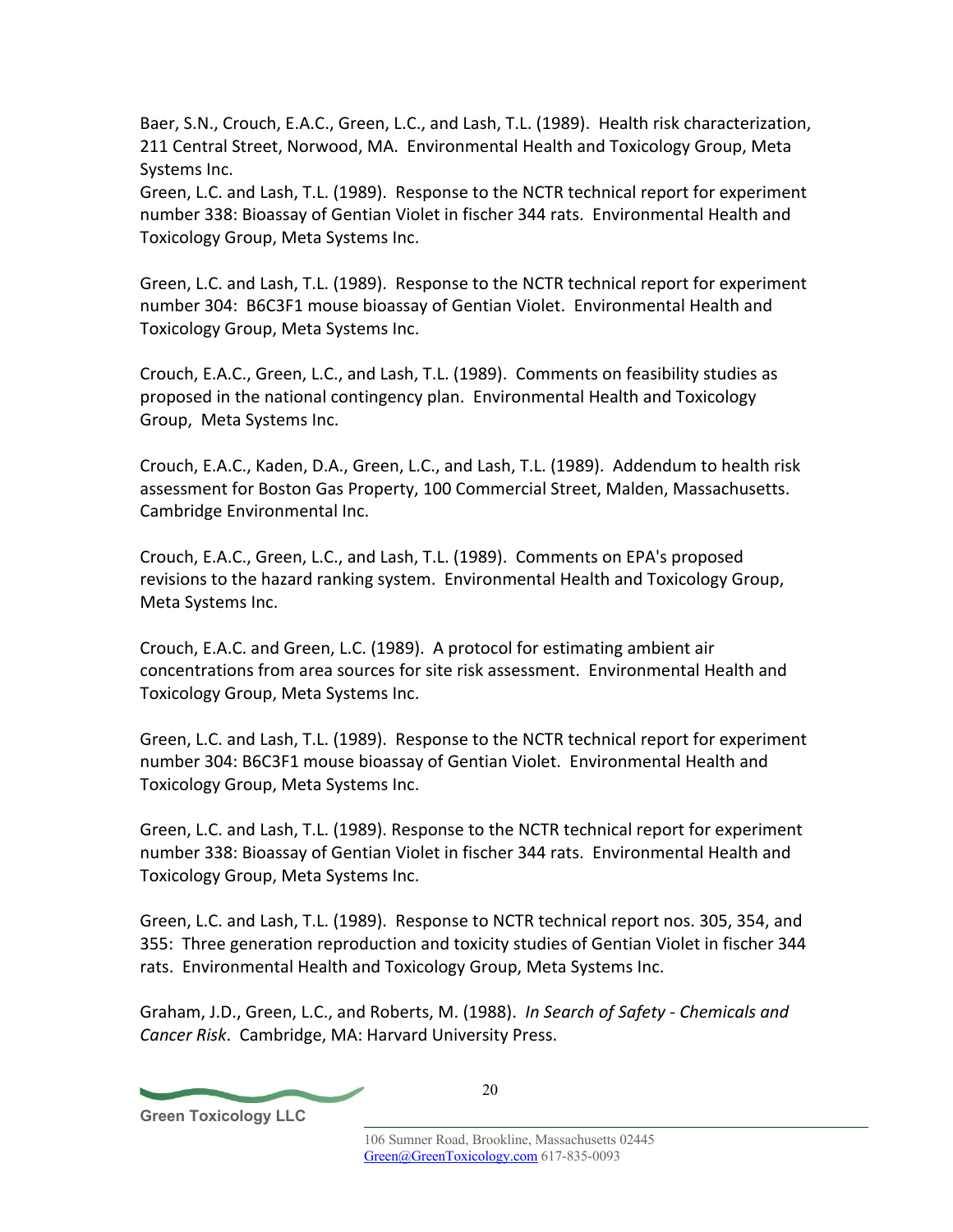Baer, S.N., Crouch, E.A.C., Green, L.C., and Lash, T.L. (1989). Health risk characterization, 211 Central Street, Norwood, MA. Environmental Health and Toxicology Group, Meta Systems Inc.

Green, L.C. and Lash, T.L. (1989). Response to the NCTR technical report for experiment number 338: Bioassay of Gentian Violet in fischer 344 rats. Environmental Health and Toxicology Group, Meta Systems Inc.

Green, L.C. and Lash, T.L. (1989). Response to the NCTR technical report for experiment number 304: B6C3F1 mouse bioassay of Gentian Violet. Environmental Health and Toxicology Group, Meta Systems Inc.

Crouch, E.A.C., Green, L.C., and Lash, T.L. (1989). Comments on feasibility studies as proposed in the national contingency plan. Environmental Health and Toxicology Group, Meta Systems Inc.

Crouch, E.A.C., Kaden, D.A., Green, L.C., and Lash, T.L. (1989). Addendum to health risk assessment for Boston Gas Property, 100 Commercial Street, Malden, Massachusetts. Cambridge Environmental Inc.

Crouch, E.A.C., Green, L.C., and Lash, T.L. (1989). Comments on EPA's proposed revisions to the hazard ranking system. Environmental Health and Toxicology Group, Meta Systems Inc.

Crouch, E.A.C. and Green, L.C. (1989). A protocol for estimating ambient air concentrations from area sources for site risk assessment. Environmental Health and Toxicology Group, Meta Systems Inc.

Green, L.C. and Lash, T.L. (1989). Response to the NCTR technical report for experiment number 304: B6C3F1 mouse bioassay of Gentian Violet. Environmental Health and Toxicology Group, Meta Systems Inc.

Green, L.C. and Lash, T.L. (1989). Response to the NCTR technical report for experiment number 338: Bioassay of Gentian Violet in fischer 344 rats. Environmental Health and Toxicology Group, Meta Systems Inc.

Green, L.C. and Lash, T.L. (1989). Response to NCTR technical report nos. 305, 354, and 355: Three generation reproduction and toxicity studies of Gentian Violet in fischer 344 rats. Environmental Health and Toxicology Group, Meta Systems Inc.

Graham, J.D., Green, L.C., and Roberts, M. (1988). *In Search of Safety - Chemicals and Cancer Risk*. Cambridge, MA: Harvard University Press.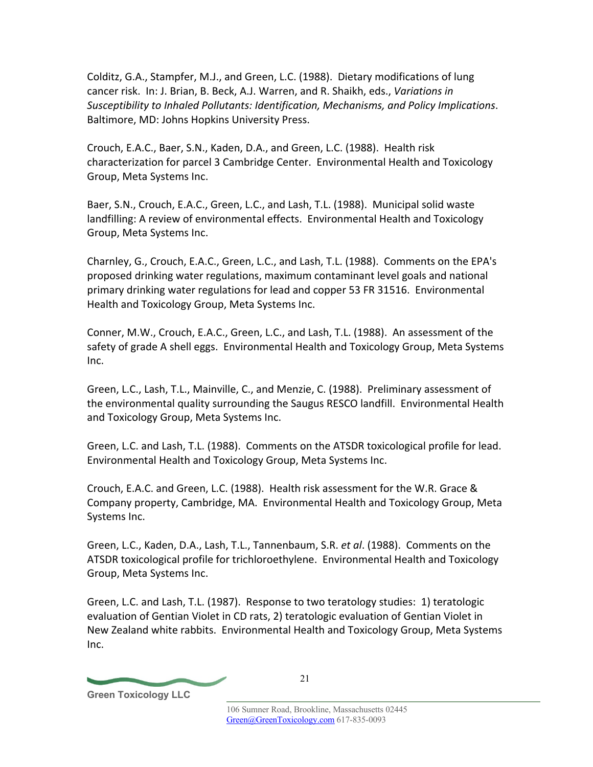Colditz, G.A., Stampfer, M.J., and Green, L.C. (1988). Dietary modifications of lung cancer risk. In: J. Brian, B. Beck, A.J. Warren, and R. Shaikh, eds., *Variations in Susceptibility to Inhaled Pollutants: Identification, Mechanisms, and Policy Implications*. Baltimore, MD: Johns Hopkins University Press.

Crouch, E.A.C., Baer, S.N., Kaden, D.A., and Green, L.C. (1988). Health risk characterization for parcel 3 Cambridge Center. Environmental Health and Toxicology Group, Meta Systems Inc.

Baer, S.N., Crouch, E.A.C., Green, L.C., and Lash, T.L. (1988). Municipal solid waste landfilling: A review of environmental effects. Environmental Health and Toxicology Group, Meta Systems Inc.

Charnley, G., Crouch, E.A.C., Green, L.C., and Lash, T.L. (1988). Comments on the EPA's proposed drinking water regulations, maximum contaminant level goals and national primary drinking water regulations for lead and copper 53 FR 31516. Environmental Health and Toxicology Group, Meta Systems Inc.

Conner, M.W., Crouch, E.A.C., Green, L.C., and Lash, T.L. (1988). An assessment of the safety of grade A shell eggs. Environmental Health and Toxicology Group, Meta Systems Inc.

Green, L.C., Lash, T.L., Mainville, C., and Menzie, C. (1988). Preliminary assessment of the environmental quality surrounding the Saugus RESCO landfill. Environmental Health and Toxicology Group, Meta Systems Inc.

Green, L.C. and Lash, T.L. (1988). Comments on the ATSDR toxicological profile for lead. Environmental Health and Toxicology Group, Meta Systems Inc.

Crouch, E.A.C. and Green, L.C. (1988). Health risk assessment for the W.R. Grace & Company property, Cambridge, MA. Environmental Health and Toxicology Group, Meta Systems Inc.

Green, L.C., Kaden, D.A., Lash, T.L., Tannenbaum, S.R. *et al*. (1988). Comments on the ATSDR toxicological profile for trichloroethylene. Environmental Health and Toxicology Group, Meta Systems Inc.

Green, L.C. and Lash, T.L. (1987). Response to two teratology studies: 1) teratologic evaluation of Gentian Violet in CD rats, 2) teratologic evaluation of Gentian Violet in New Zealand white rabbits. Environmental Health and Toxicology Group, Meta Systems Inc.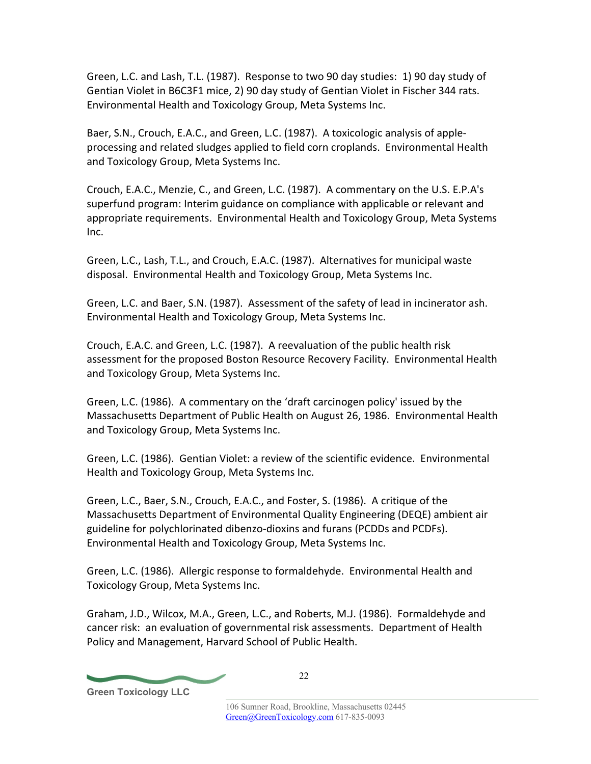Green, L.C. and Lash, T.L. (1987). Response to two 90 day studies: 1) 90 day study of Gentian Violet in B6C3F1 mice, 2) 90 day study of Gentian Violet in Fischer 344 rats. Environmental Health and Toxicology Group, Meta Systems Inc.

Baer, S.N., Crouch, E.A.C., and Green, L.C. (1987). A toxicologic analysis of apple-processing and related sludges applied to field corn croplands. Environmental Health and Toxicology Group, Meta Systems Inc.

Crouch, E.A.C., Menzie, C., and Green, L.C. (1987). A commentary on the U.S. E.P.A's superfund program: Interim guidance on compliance with applicable or relevant and appropriate requirements. Environmental Health and Toxicology Group, Meta Systems Inc.

Green, L.C., Lash, T.L., and Crouch, E.A.C. (1987). Alternatives for municipal waste disposal. Environmental Health and Toxicology Group, Meta Systems Inc.

Green, L.C. and Baer, S.N. (1987). Assessment of the safety of lead in incinerator ash. Environmental Health and Toxicology Group, Meta Systems Inc.

Crouch, E.A.C. and Green, L.C. (1987). A reevaluation of the public health risk assessment for the proposed Boston Resource Recovery Facility. Environmental Health and Toxicology Group, Meta Systems Inc.

Green, L.C. (1986). A commentary on the 'draft carcinogen policy' issued by the Massachusetts Department of Public Health on August 26, 1986. Environmental Health and Toxicology Group, Meta Systems Inc.

Green, L.C. (1986). Gentian Violet: a review of the scientific evidence. Environmental Health and Toxicology Group, Meta Systems Inc.

Green, L.C., Baer, S.N., Crouch, E.A.C., and Foster, S. (1986). A critique of the Massachusetts Department of Environmental Quality Engineering (DEQE) ambient air guideline for polychlorinated dibenzo-dioxins and furans (PCDDs and PCDFs). Environmental Health and Toxicology Group, Meta Systems Inc.

Green, L.C. (1986). Allergic response to formaldehyde. Environmental Health and Toxicology Group, Meta Systems Inc.

Graham, J.D., Wilcox, M.A., Green, L.C., and Roberts, M.J. (1986). Formaldehyde and cancer risk: an evaluation of governmental risk assessments. Department of Health Policy and Management, Harvard School of Public Health.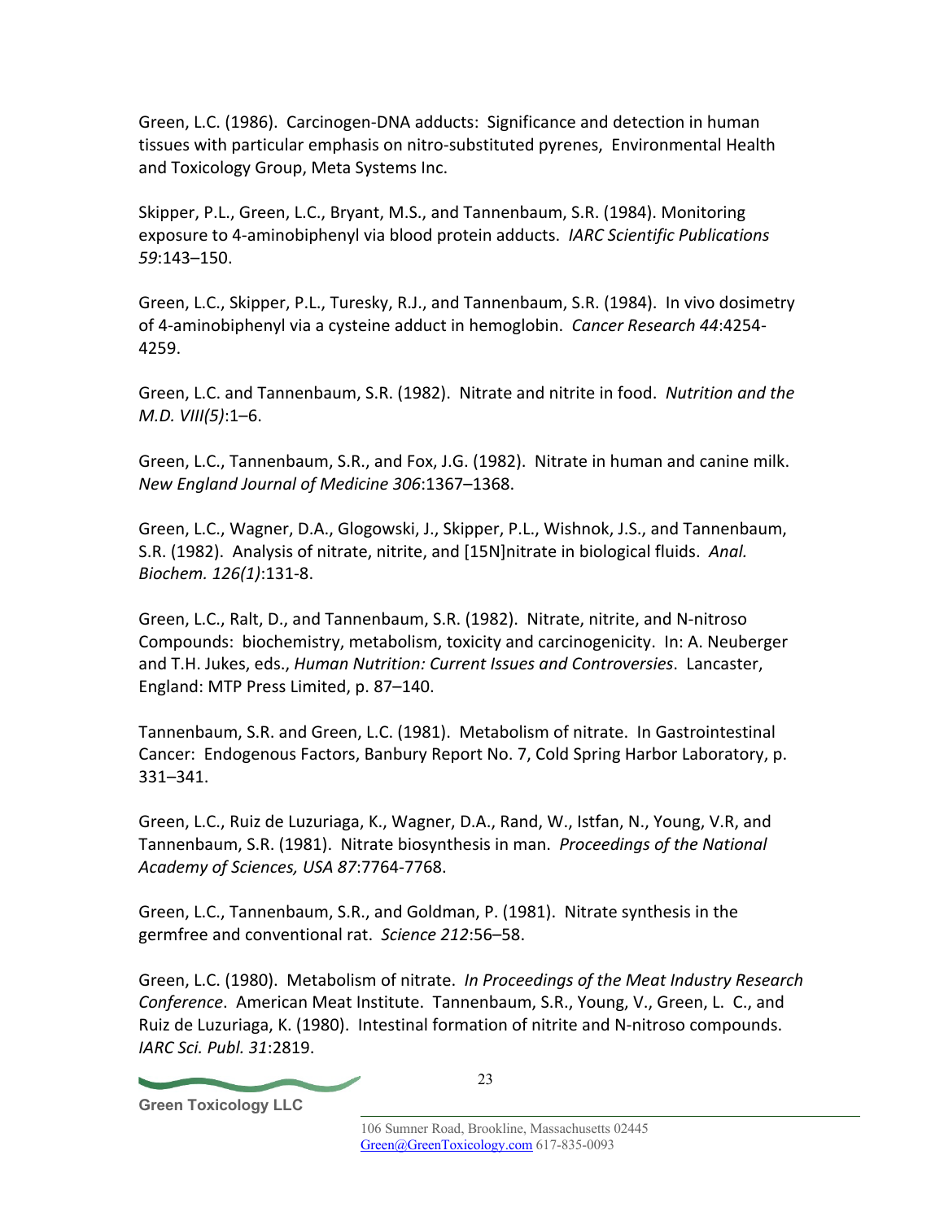Green, L.C. (1986). Carcinogen-DNA adducts: Significance and detection in human tissues with particular emphasis on nitro-substituted pyrenes, Environmental Health and Toxicology Group, Meta Systems Inc.

Skipper, P.L., Green, L.C., Bryant, M.S., and Tannenbaum, S.R. (1984). Monitoring exposure to 4-aminobiphenyl via blood protein adducts. *IARC Scientific Publications 59*:143–150.

Green, L.C., Skipper, P.L., Turesky, R.J., and Tannenbaum, S.R. (1984). In vivo dosimetry of 4-aminobiphenyl via a cysteine adduct in hemoglobin. *Cancer Research 44*:4254-4259.

Green, L.C. and Tannenbaum, S.R. (1982). Nitrate and nitrite in food. *Nutrition and the M.D. VIII(5)*:1–6.

Green, L.C., Tannenbaum, S.R., and Fox, J.G. (1982). Nitrate in human and canine milk. *New England Journal of Medicine 306*:1367–1368.

Green, L.C., Wagner, D.A., Glogowski, J., Skipper, P.L., Wishnok, J.S., and Tannenbaum, S.R. (1982). Analysis of nitrate, nitrite, and [15N]nitrate in biological fluids. *Anal. Biochem. 126(1)*:131-8.

Green, L.C., Ralt, D., and Tannenbaum, S.R. (1982). Nitrate, nitrite, and N-nitroso Compounds: biochemistry, metabolism, toxicity and carcinogenicity. In: A. Neuberger and T.H. Jukes, eds., *Human Nutrition: Current Issues and Controversies*. Lancaster, England: MTP Press Limited, p. 87–140.

Tannenbaum, S.R. and Green, L.C. (1981). Metabolism of nitrate. In Gastrointestinal Cancer: Endogenous Factors, Banbury Report No. 7, Cold Spring Harbor Laboratory, p. 331–341.

Green, L.C., Ruiz de Luzuriaga, K., Wagner, D.A., Rand, W., Istfan, N., Young, V.R, and Tannenbaum, S.R. (1981). Nitrate biosynthesis in man. *Proceedings of the National Academy of Sciences, USA 87*:7764-7768.

Green, L.C., Tannenbaum, S.R., and Goldman, P. (1981). Nitrate synthesis in the germfree and conventional rat. *Science 212*:56–58.

Green, L.C. (1980). Metabolism of nitrate. *In Proceedings of the Meat Industry Research Conference*. American Meat Institute. Tannenbaum, S.R., Young, V., Green, L. C., and Ruiz de Luzuriaga, K. (1980). Intestinal formation of nitrite and N-nitroso compounds. *IARC Sci. Publ. 31*:2819.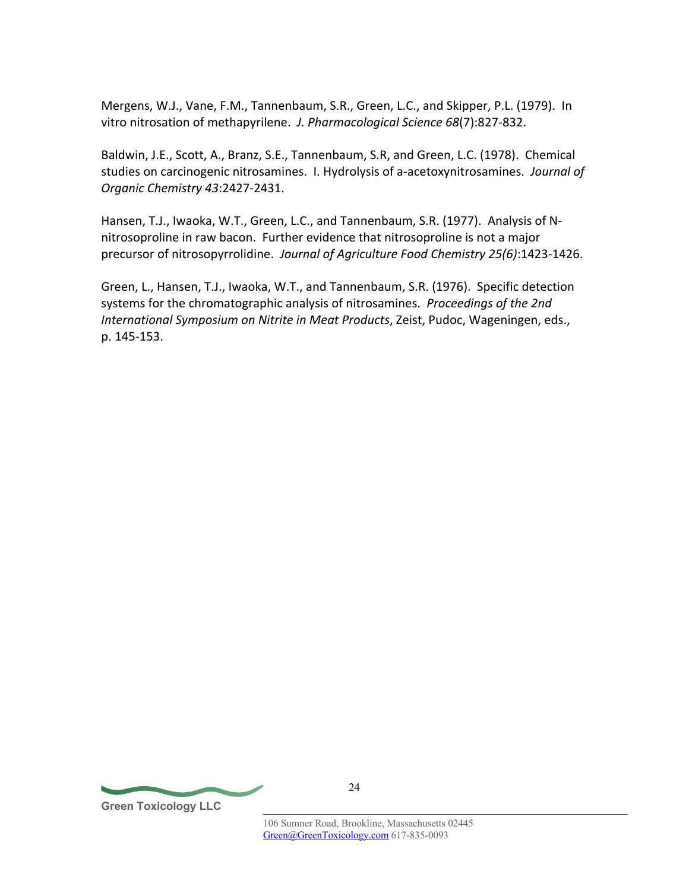Mergens, W.J., Vane, F.M., Tannenbaum, S.R., Green, L.C., and Skipper, P.L. (1979). In vitro nitrosation of methapyrilene. *J. Pharmacological Science 68*(7):827-832.

Baldwin, J.E., Scott, A., Branz, S.E., Tannenbaum, S.R, and Green, L.C. (1978). Chemical studies on carcinogenic nitrosamines. I. Hydrolysis of a-acetoxynitrosamines. *Journal of Organic Chemistry 43*:2427-2431.

Hansen, T.J., Iwaoka, W.T., Green, L.C., and Tannenbaum, S.R. (1977). Analysis of N-nitrosoproline in raw bacon. Further evidence that nitrosoproline is not a major precursor of nitrosopyrrolidine. *Journal of Agriculture Food Chemistry 25(6)*:1423-1426.

Green, L., Hansen, T.J., Iwaoka, W.T., and Tannenbaum, S.R. (1976). Specific detection systems for the chromatographic analysis of nitrosamines. *Proceedings of the 2nd International Symposium on Nitrite in Meat Products*, Zeist, Pudoc, Wageningen, eds., p. 145-153.